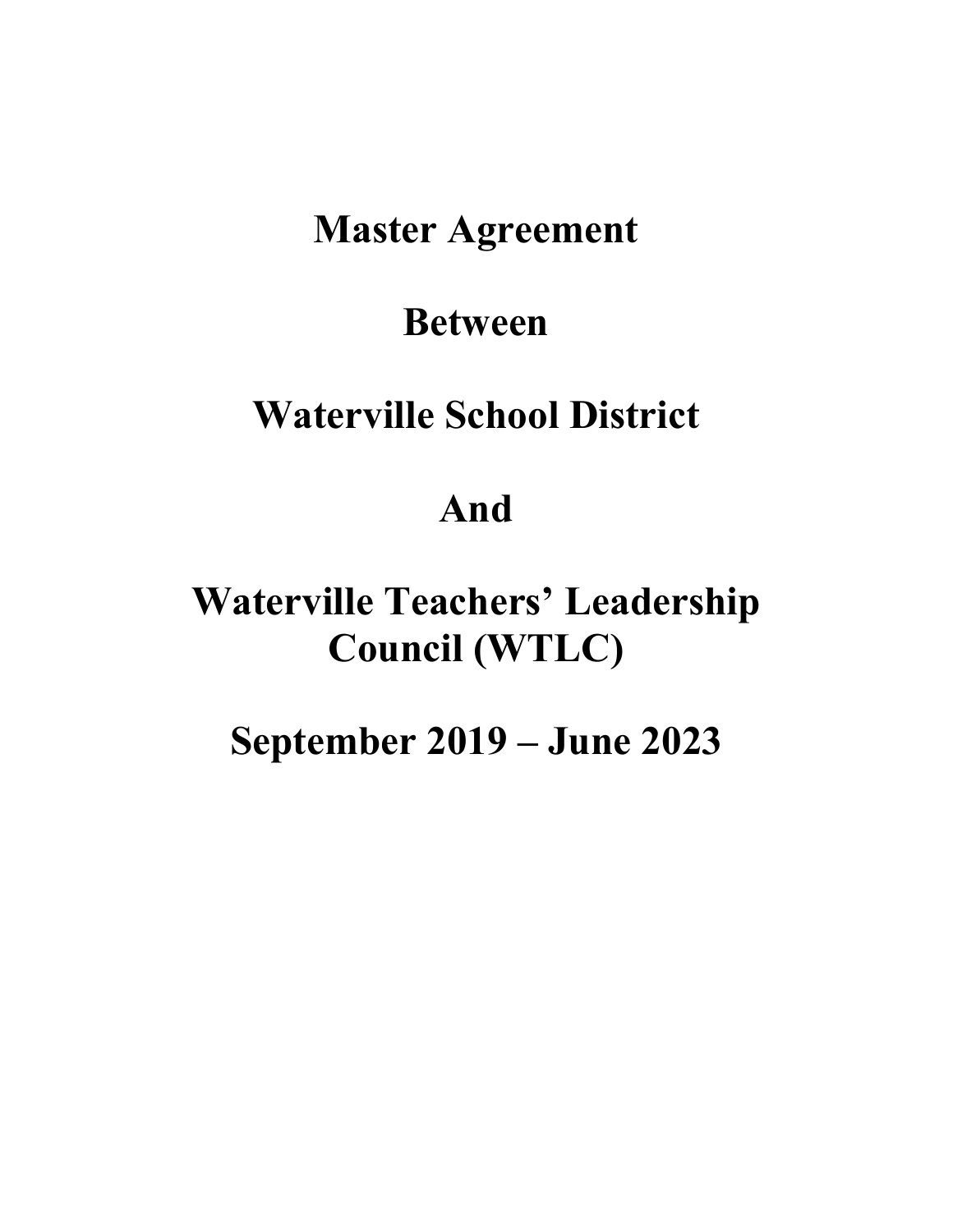# Master Agreement

# Between

# Waterville School District

# And

# Waterville Teachers' Leadership Council (WTLC)

# September 2019 – June 2023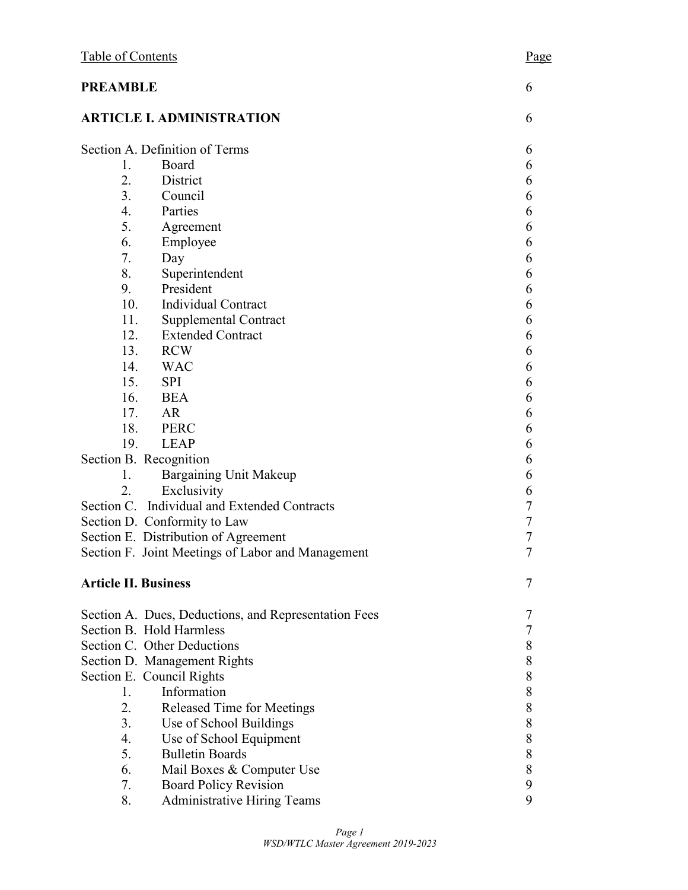| Table of Contents | Page |
|---|---|
| **PREAMBLE** | 6 |
| **ARTICLE I. ADMINISTRATION** | 6 |
| Section A. Definition of Terms | 6 |
| 1. Board | 6 |
| 2. District | 6 |
| 3. Council | 6 |
| 4. Parties | 6 |
| 5. Agreement | 6 |
| 6. Employee | 6 |
| 7. Day | 6 |
| 8. Superintendent | 6 |
| 9. President | 6 |
| 10. Individual Contract | 6 |
| 11. Supplemental Contract | 6 |
| 12. Extended Contract | 6 |
| 13. RCW | 6 |
| 14. WAC | 6 |
| 15. SPI | 6 |
| 16. BEA | 6 |
| 17. AR | 6 |
| 18. PERC | 6 |
| 19. LEAP | 6 |
| Section B. Recognition | 6 |
| 1. Bargaining Unit Makeup | 6 |
| 2. Exclusivity | 6 |
| Section C. Individual and Extended Contracts | 7 |
| Section D. Conformity to Law | 7 |
| Section E. Distribution of Agreement | 7 |
| Section F. Joint Meetings of Labor and Management | 7 |
| **Article II. Business** | 7 |
| Section A. Dues, Deductions, and Representation Fees | 7 |
| Section B. Hold Harmless | 7 |
| Section C. Other Deductions | 8 |
| Section D. Management Rights | 8 |
| Section E. Council Rights | 8 |
| 1. Information | 8 |
| 2. Released Time for Meetings | 8 |
| 3. Use of School Buildings | 8 |
| 4. Use of School Equipment | 8 |
| 5. Bulletin Boards | 8 |
| 6. Mail Boxes & Computer Use | 8 |
| 7. Board Policy Revision | 9 |
| 8. Administrative Hiring Teams | 9 |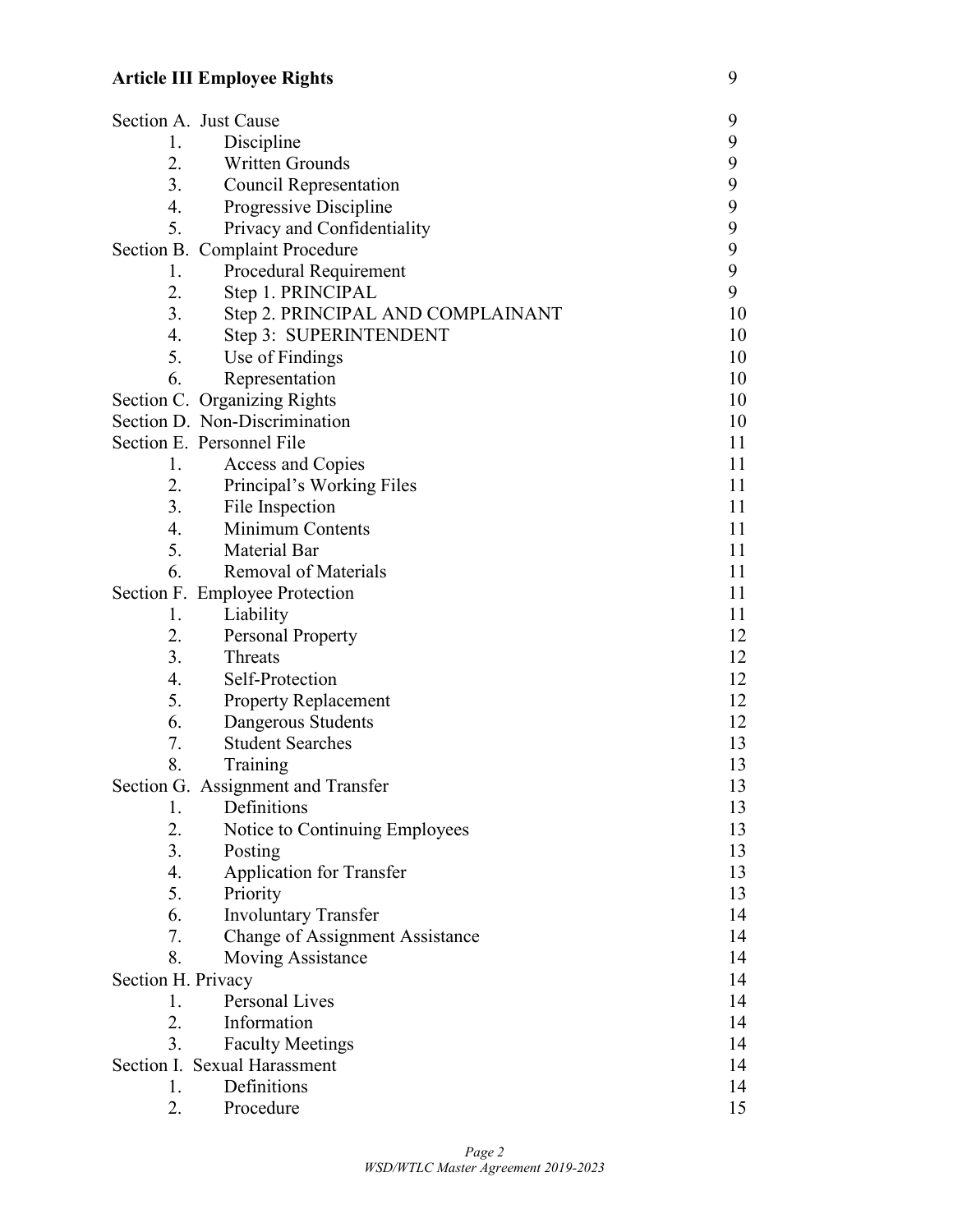**Article III Employee Rights** 9

Section A. Just Cause 9
1. Discipline 9
2. Written Grounds 9
3. Council Representation 9
4. Progressive Discipline 9
5. Privacy and Confidentiality 9

Section B. Complaint Procedure 9
1. Procedural Requirement 9
2. Step 1. PRINCIPAL 9
3. Step 2. PRINCIPAL AND COMPLAINANT 10
4. Step 3: SUPERINTENDENT 10
5. Use of Findings 10
6. Representation 10

Section C. Organizing Rights 10

Section D. Non-Discrimination 10

Section E. Personnel File 11
1. Access and Copies 11
2. Principal's Working Files 11
3. File Inspection 11
4. Minimum Contents 11
5. Material Bar 11
6. Removal of Materials 11

Section F. Employee Protection 11
1. Liability 11
2. Personal Property 12
3. Threats 12
4. Self-Protection 12
5. Property Replacement 12
6. Dangerous Students 12
7. Student Searches 13
8. Training 13

Section G. Assignment and Transfer 13
1. Definitions 13
2. Notice to Continuing Employees 13
3. Posting 13
4. Application for Transfer 13
5. Priority 13
6. Involuntary Transfer 14
7. Change of Assignment Assistance 14
8. Moving Assistance 14

Section H. Privacy 14
1. Personal Lives 14
2. Information 14
3. Faculty Meetings 14

Section I. Sexual Harassment 14
1. Definitions 14
2. Procedure 15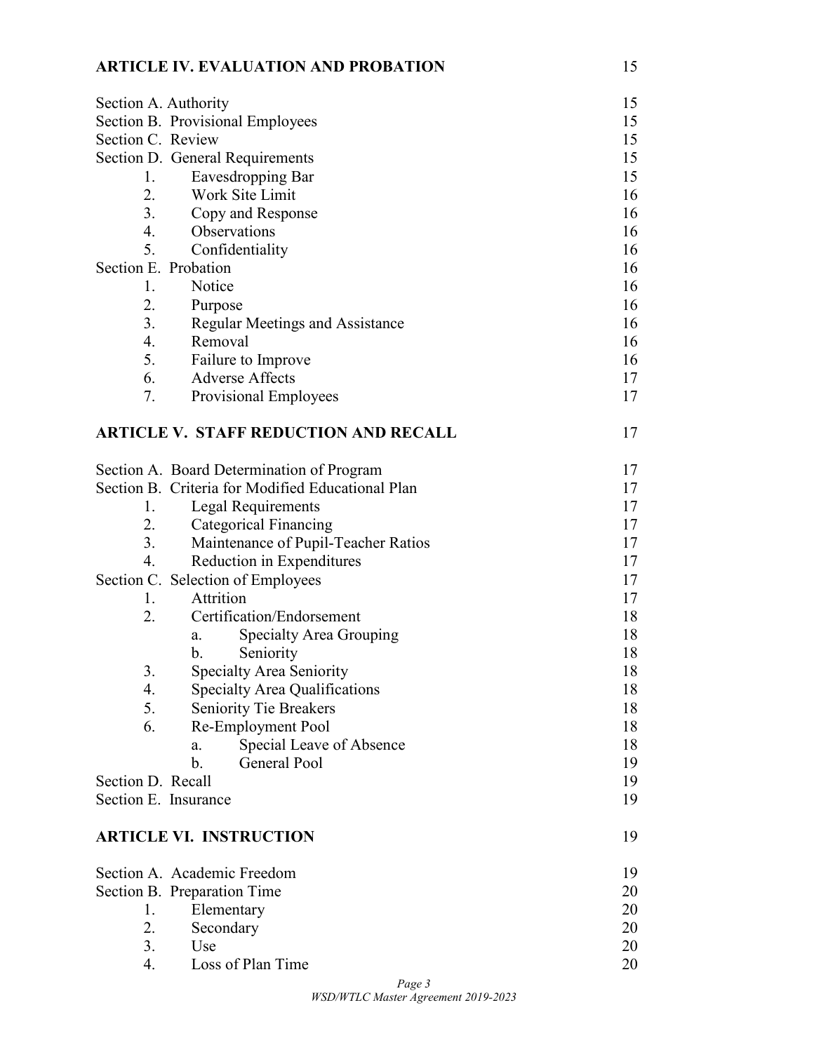| | |
|---|---|
| **ARTICLE IV. EVALUATION AND PROBATION** | 15 |
| Section A. Authority | 15 |
| Section B. Provisional Employees | 15 |
| Section C. Review | 15 |
| Section D. General Requirements | 15 |
| 1. Eavesdropping Bar | 15 |
| 2. Work Site Limit | 16 |
| 3. Copy and Response | 16 |
| 4. Observations | 16 |
| 5. Confidentiality | 16 |
| Section E. Probation | 16 |
| 1. Notice | 16 |
| 2. Purpose | 16 |
| 3. Regular Meetings and Assistance | 16 |
| 4. Removal | 16 |
| 5. Failure to Improve | 16 |
| 6. Adverse Affects | 17 |
| 7. Provisional Employees | 17 |
| **ARTICLE V. STAFF REDUCTION AND RECALL** | 17 |
| Section A. Board Determination of Program | 17 |
| Section B. Criteria for Modified Educational Plan | 17 |
| 1. Legal Requirements | 17 |
| 2. Categorical Financing | 17 |
| 3. Maintenance of Pupil-Teacher Ratios | 17 |
| 4. Reduction in Expenditures | 17 |
| Section C. Selection of Employees | 17 |
| 1. Attrition | 17 |
| 2. Certification/Endorsement | 18 |
| a. Specialty Area Grouping | 18 |
| b. Seniority | 18 |
| 3. Specialty Area Seniority | 18 |
| 4. Specialty Area Qualifications | 18 |
| 5. Seniority Tie Breakers | 18 |
| 6. Re-Employment Pool | 18 |
| a. Special Leave of Absence | 18 |
| b. General Pool | 19 |
| Section D. Recall | 19 |
| Section E. Insurance | 19 |
| **ARTICLE VI. INSTRUCTION** | 19 |
| Section A. Academic Freedom | 19 |
| Section B. Preparation Time | 20 |
| 1. Elementary | 20 |
| 2. Secondary | 20 |
| 3. Use | 20 |
| 4. Loss of Plan Time | 20 |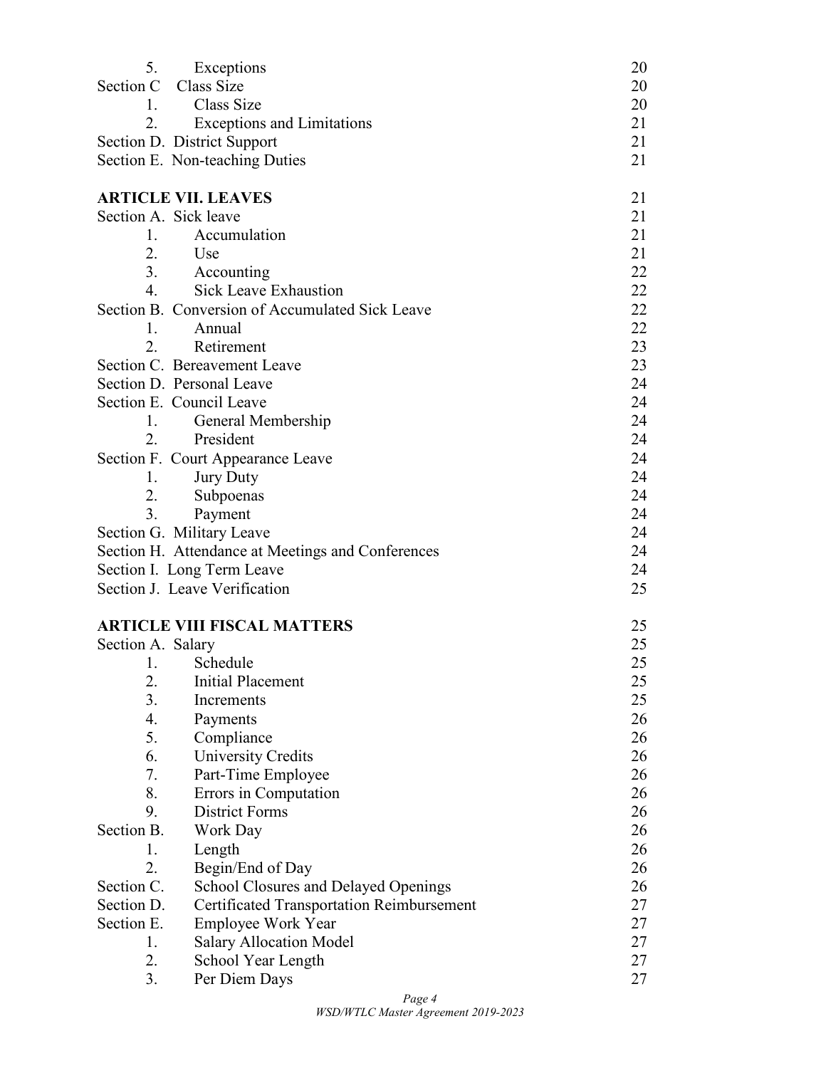| | | |
|---|---|---|
| 5. | Exceptions | 20 |
| Section C | Class Size | 20 |
| 1. | Class Size | 20 |
| 2. | Exceptions and Limitations | 21 |
| Section D. District Support | | 21 |
| Section E. Non-teaching Duties | | 21 |
| **ARTICLE VII. LEAVES** | | 21 |
| Section A. Sick leave | | 21 |
| 1. | Accumulation | 21 |
| 2. | Use | 21 |
| 3. | Accounting | 22 |
| 4. | Sick Leave Exhaustion | 22 |
| Section B. Conversion of Accumulated Sick Leave | | 22 |
| 1. | Annual | 22 |
| 2. | Retirement | 23 |
| Section C. Bereavement Leave | | 23 |
| Section D. Personal Leave | | 24 |
| Section E. Council Leave | | 24 |
| 1. | General Membership | 24 |
| 2. | President | 24 |
| Section F. Court Appearance Leave | | 24 |
| 1. | Jury Duty | 24 |
| 2. | Subpoenas | 24 |
| 3. | Payment | 24 |
| Section G. Military Leave | | 24 |
| Section H. Attendance at Meetings and Conferences | | 24 |
| Section I. Long Term Leave | | 24 |
| Section J. Leave Verification | | 25 |
| **ARTICLE VIII FISCAL MATTERS** | | 25 |
| Section A. Salary | | 25 |
| 1. | Schedule | 25 |
| 2. | Initial Placement | 25 |
| 3. | Increments | 25 |
| 4. | Payments | 26 |
| 5. | Compliance | 26 |
| 6. | University Credits | 26 |
| 7. | Part-Time Employee | 26 |
| 8. | Errors in Computation | 26 |
| 9. | District Forms | 26 |
| Section B. | Work Day | 26 |
| 1. | Length | 26 |
| 2. | Begin/End of Day | 26 |
| Section C. | School Closures and Delayed Openings | 26 |
| Section D. | Certificated Transportation Reimbursement | 27 |
| Section E. | Employee Work Year | 27 |
| 1. | Salary Allocation Model | 27 |
| 2. | School Year Length | 27 |
| 3. | Per Diem Days | 27 |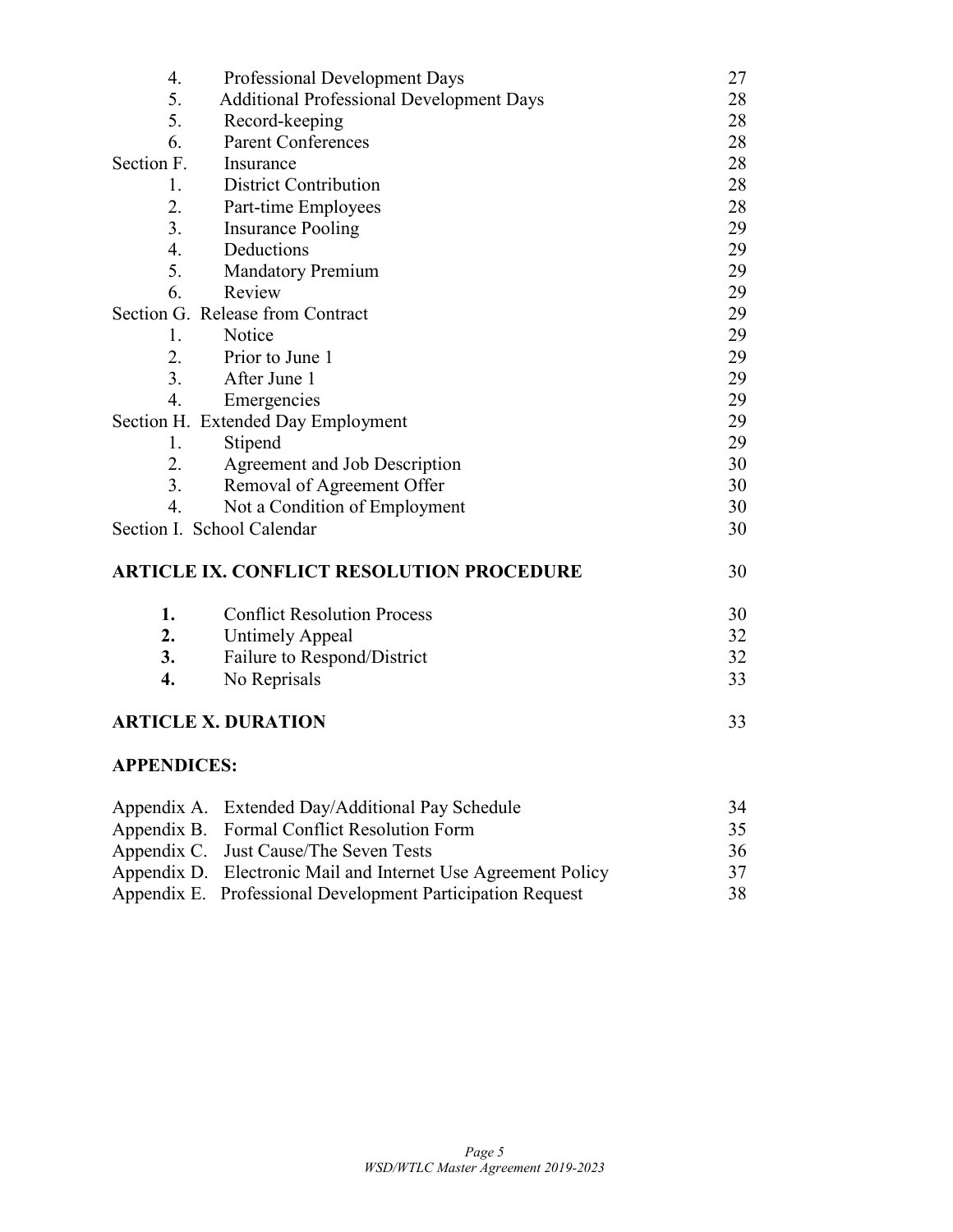| | | |
|---|---|---|
| 4. | Professional Development Days | 27 |
| 5. | Additional Professional Development Days | 28 |
| 5. | Record-keeping | 28 |
| 6. | Parent Conferences | 28 |
| Section F. | Insurance | 28 |
| 1. | District Contribution | 28 |
| 2. | Part-time Employees | 28 |
| 3. | Insurance Pooling | 29 |
| 4. | Deductions | 29 |
| 5. | Mandatory Premium | 29 |
| 6. | Review | 29 |
| Section G. | Release from Contract | 29 |
| 1. | Notice | 29 |
| 2. | Prior to June 1 | 29 |
| 3. | After June 1 | 29 |
| 4. | Emergencies | 29 |
| Section H. | Extended Day Employment | 29 |
| 1. | Stipend | 29 |
| 2. | Agreement and Job Description | 30 |
| 3. | Removal of Agreement Offer | 30 |
| 4. | Not a Condition of Employment | 30 |
| Section I. | School Calendar | 30 |

**ARTICLE IX. CONFLICT RESOLUTION PROCEDURE** 30

| | | |
|---|---|---|
| **1.** | Conflict Resolution Process | 30 |
| **2.** | Untimely Appeal | 32 |
| **3.** | Failure to Respond/District | 32 |
| **4.** | No Reprisals | 33 |

**ARTICLE X. DURATION** 33

**APPENDICES:**

| | | |
|---|---|---|
| Appendix A. | Extended Day/Additional Pay Schedule | 34 |
| Appendix B. | Formal Conflict Resolution Form | 35 |
| Appendix C. | Just Cause/The Seven Tests | 36 |
| Appendix D. | Electronic Mail and Internet Use Agreement Policy | 37 |
| Appendix E. | Professional Development Participation Request | 38 |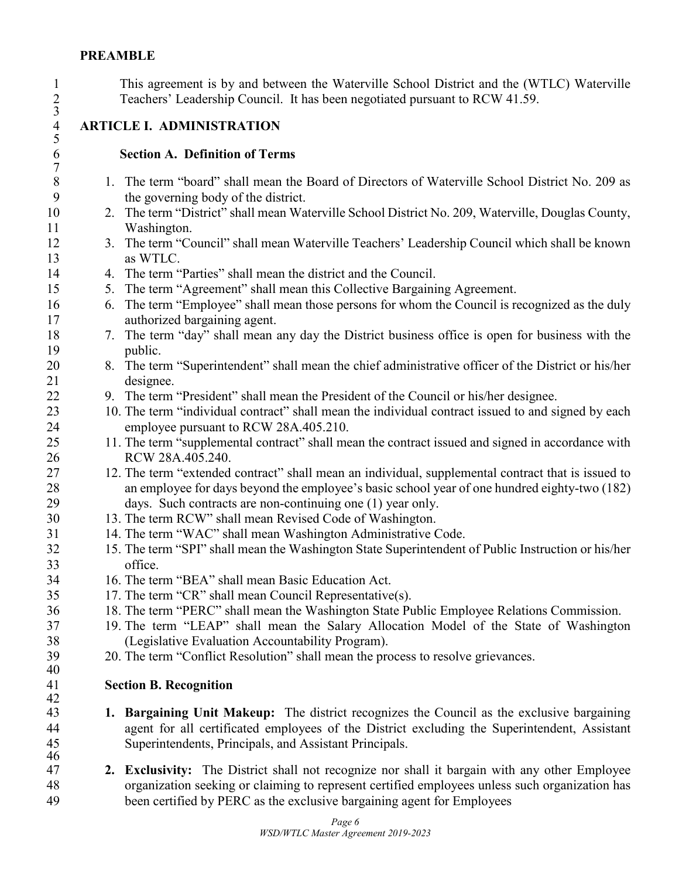## PREAMBLE

This agreement is by and between the Waterville School District and the (WTLC) Waterville Teachers' Leadership Council. It has been negotiated pursuant to RCW 41.59.

## ARTICLE I. ADMINISTRATION

### Section A. Definition of Terms

1. The term "board" shall mean the Board of Directors of Waterville School District No. 209 as the governing body of the district.
2. The term "District" shall mean Waterville School District No. 209, Waterville, Douglas County, Washington.
3. The term "Council" shall mean Waterville Teachers' Leadership Council which shall be known as WTLC.
4. The term "Parties" shall mean the district and the Council.
5. The term "Agreement" shall mean this Collective Bargaining Agreement.
6. The term "Employee" shall mean those persons for whom the Council is recognized as the duly authorized bargaining agent.
7. The term "day" shall mean any day the District business office is open for business with the public.
8. The term "Superintendent" shall mean the chief administrative officer of the District or his/her designee.
9. The term "President" shall mean the President of the Council or his/her designee.
10. The term "individual contract" shall mean the individual contract issued to and signed by each employee pursuant to RCW 28A.405.210.
11. The term "supplemental contract" shall mean the contract issued and signed in accordance with RCW 28A.405.240.
12. The term "extended contract" shall mean an individual, supplemental contract that is issued to an employee for days beyond the employee's basic school year of one hundred eighty-two (182) days. Such contracts are non-continuing one (1) year only.
13. The term RCW" shall mean Revised Code of Washington.
14. The term "WAC" shall mean Washington Administrative Code.
15. The term "SPI" shall mean the Washington State Superintendent of Public Instruction or his/her office.
16. The term "BEA" shall mean Basic Education Act.
17. The term "CR" shall mean Council Representative(s).
18. The term "PERC" shall mean the Washington State Public Employee Relations Commission.
19. The term "LEAP" shall mean the Salary Allocation Model of the State of Washington (Legislative Evaluation Accountability Program).
20. The term "Conflict Resolution" shall mean the process to resolve grievances.

### Section B. Recognition

1. **Bargaining Unit Makeup:** The district recognizes the Council as the exclusive bargaining agent for all certificated employees of the District excluding the Superintendent, Assistant Superintendents, Principals, and Assistant Principals.

2. **Exclusivity:** The District shall not recognize nor shall it bargain with any other Employee organization seeking or claiming to represent certified employees unless such organization has been certified by PERC as the exclusive bargaining agent for Employees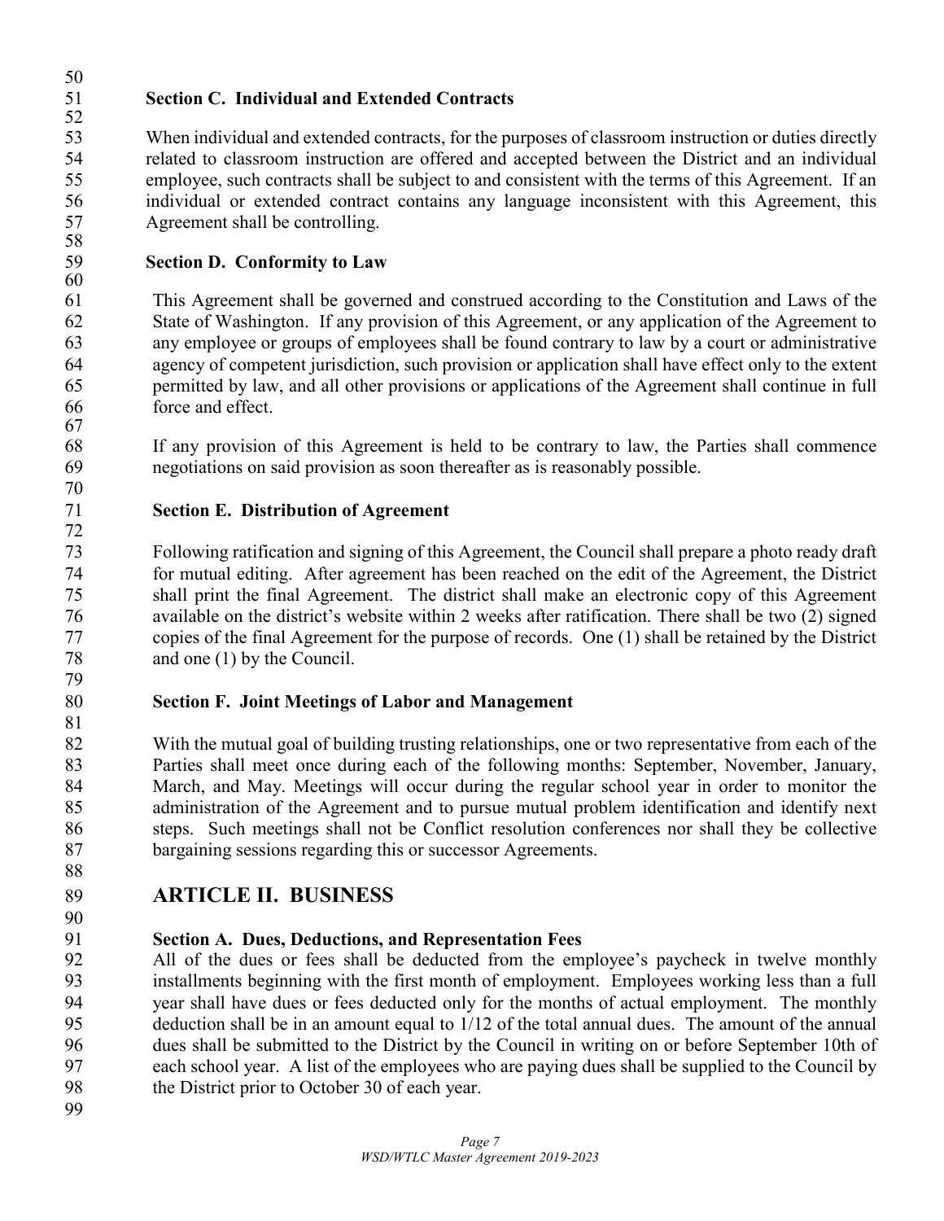### Section C. Individual and Extended Contracts

When individual and extended contracts, for the purposes of classroom instruction or duties directly related to classroom instruction are offered and accepted between the District and an individual employee, such contracts shall be subject to and consistent with the terms of this Agreement. If an individual or extended contract contains any language inconsistent with this Agreement, this Agreement shall be controlling.

### Section D. Conformity to Law

This Agreement shall be governed and construed according to the Constitution and Laws of the State of Washington. If any provision of this Agreement, or any application of the Agreement to any employee or groups of employees shall be found contrary to law by a court or administrative agency of competent jurisdiction, such provision or application shall have effect only to the extent permitted by law, and all other provisions or applications of the Agreement shall continue in full force and effect.

If any provision of this Agreement is held to be contrary to law, the Parties shall commence negotiations on said provision as soon thereafter as is reasonably possible.

### Section E. Distribution of Agreement

Following ratification and signing of this Agreement, the Council shall prepare a photo ready draft for mutual editing. After agreement has been reached on the edit of the Agreement, the District shall print the final Agreement. The district shall make an electronic copy of this Agreement available on the district's website within 2 weeks after ratification. There shall be two (2) signed copies of the final Agreement for the purpose of records. One (1) shall be retained by the District and one (1) by the Council.

### Section F. Joint Meetings of Labor and Management

With the mutual goal of building trusting relationships, one or two representative from each of the Parties shall meet once during each of the following months: September, November, January, March, and May. Meetings will occur during the regular school year in order to monitor the administration of the Agreement and to pursue mutual problem identification and identify next steps. Such meetings shall not be Conflict resolution conferences nor shall they be collective bargaining sessions regarding this or successor Agreements.

## ARTICLE II. BUSINESS

### Section A. Dues, Deductions, and Representation Fees

All of the dues or fees shall be deducted from the employee's paycheck in twelve monthly installments beginning with the first month of employment. Employees working less than a full year shall have dues or fees deducted only for the months of actual employment. The monthly deduction shall be in an amount equal to 1/12 of the total annual dues. The amount of the annual dues shall be submitted to the District by the Council in writing on or before September 10th of each school year. A list of the employees who are paying dues shall be supplied to the Council by the District prior to October 30 of each year.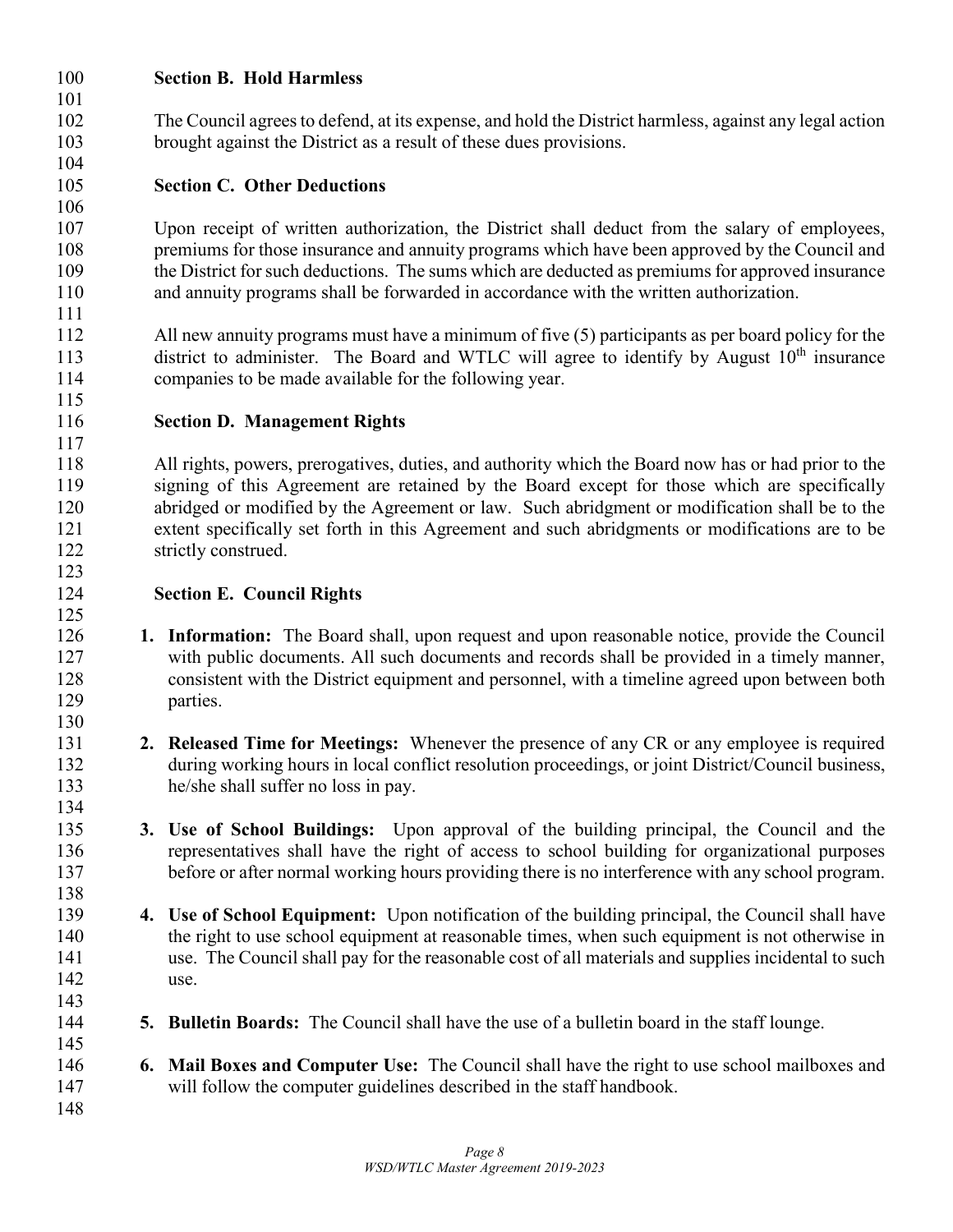### Section B. Hold Harmless

The Council agrees to defend, at its expense, and hold the District harmless, against any legal action brought against the District as a result of these dues provisions.

### Section C. Other Deductions

Upon receipt of written authorization, the District shall deduct from the salary of employees, premiums for those insurance and annuity programs which have been approved by the Council and the District for such deductions. The sums which are deducted as premiums for approved insurance and annuity programs shall be forwarded in accordance with the written authorization.

All new annuity programs must have a minimum of five (5) participants as per board policy for the district to administer. The Board and WTLC will agree to identify by August 10th insurance companies to be made available for the following year.

### Section D. Management Rights

All rights, powers, prerogatives, duties, and authority which the Board now has or had prior to the signing of this Agreement are retained by the Board except for those which are specifically abridged or modified by the Agreement or law. Such abridgment or modification shall be to the extent specifically set forth in this Agreement and such abridgments or modifications are to be strictly construed.

### Section E. Council Rights

1. **Information:** The Board shall, upon request and upon reasonable notice, provide the Council with public documents. All such documents and records shall be provided in a timely manner, consistent with the District equipment and personnel, with a timeline agreed upon between both parties.

2. **Released Time for Meetings:** Whenever the presence of any CR or any employee is required during working hours in local conflict resolution proceedings, or joint District/Council business, he/she shall suffer no loss in pay.

3. **Use of School Buildings:** Upon approval of the building principal, the Council and the representatives shall have the right of access to school building for organizational purposes before or after normal working hours providing there is no interference with any school program.

4. **Use of School Equipment:** Upon notification of the building principal, the Council shall have the right to use school equipment at reasonable times, when such equipment is not otherwise in use. The Council shall pay for the reasonable cost of all materials and supplies incidental to such use.

5. **Bulletin Boards:** The Council shall have the use of a bulletin board in the staff lounge.

6. **Mail Boxes and Computer Use:** The Council shall have the right to use school mailboxes and will follow the computer guidelines described in the staff handbook.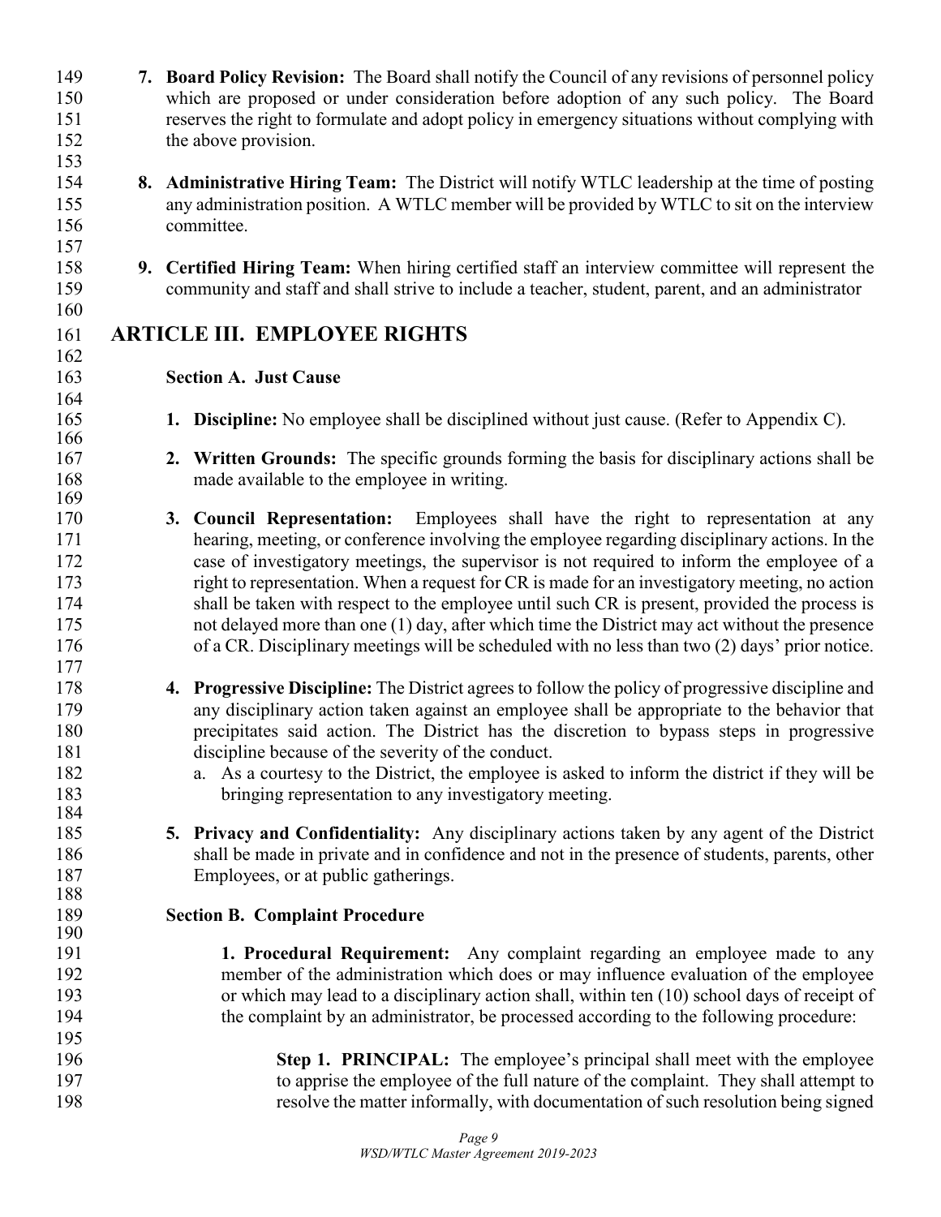7. **Board Policy Revision:** The Board shall notify the Council of any revisions of personnel policy which are proposed or under consideration before adoption of any such policy. The Board reserves the right to formulate and adopt policy in emergency situations without complying with the above provision.

8. **Administrative Hiring Team:** The District will notify WTLC leadership at the time of posting any administration position. A WTLC member will be provided by WTLC to sit on the interview committee.

9. **Certified Hiring Team:** When hiring certified staff an interview committee will represent the community and staff and shall strive to include a teacher, student, parent, and an administrator

# ARTICLE III. EMPLOYEE RIGHTS

### Section A. Just Cause

1. **Discipline:** No employee shall be disciplined without just cause. (Refer to Appendix C).

2. **Written Grounds:** The specific grounds forming the basis for disciplinary actions shall be made available to the employee in writing.

3. **Council Representation:** Employees shall have the right to representation at any hearing, meeting, or conference involving the employee regarding disciplinary actions. In the case of investigatory meetings, the supervisor is not required to inform the employee of a right to representation. When a request for CR is made for an investigatory meeting, no action shall be taken with respect to the employee until such CR is present, provided the process is not delayed more than one (1) day, after which time the District may act without the presence of a CR. Disciplinary meetings will be scheduled with no less than two (2) days' prior notice.

4. **Progressive Discipline:** The District agrees to follow the policy of progressive discipline and any disciplinary action taken against an employee shall be appropriate to the behavior that precipitates said action. The District has the discretion to bypass steps in progressive discipline because of the severity of the conduct.
   a. As a courtesy to the District, the employee is asked to inform the district if they will be bringing representation to any investigatory meeting.

5. **Privacy and Confidentiality:** Any disciplinary actions taken by any agent of the District shall be made in private and in confidence and not in the presence of students, parents, other Employees, or at public gatherings.

### Section B. Complaint Procedure

**1. Procedural Requirement:** Any complaint regarding an employee made to any member of the administration which does or may influence evaluation of the employee or which may lead to a disciplinary action shall, within ten (10) school days of receipt of the complaint by an administrator, be processed according to the following procedure:

**Step 1. PRINCIPAL:** The employee's principal shall meet with the employee to apprise the employee of the full nature of the complaint. They shall attempt to resolve the matter informally, with documentation of such resolution being signed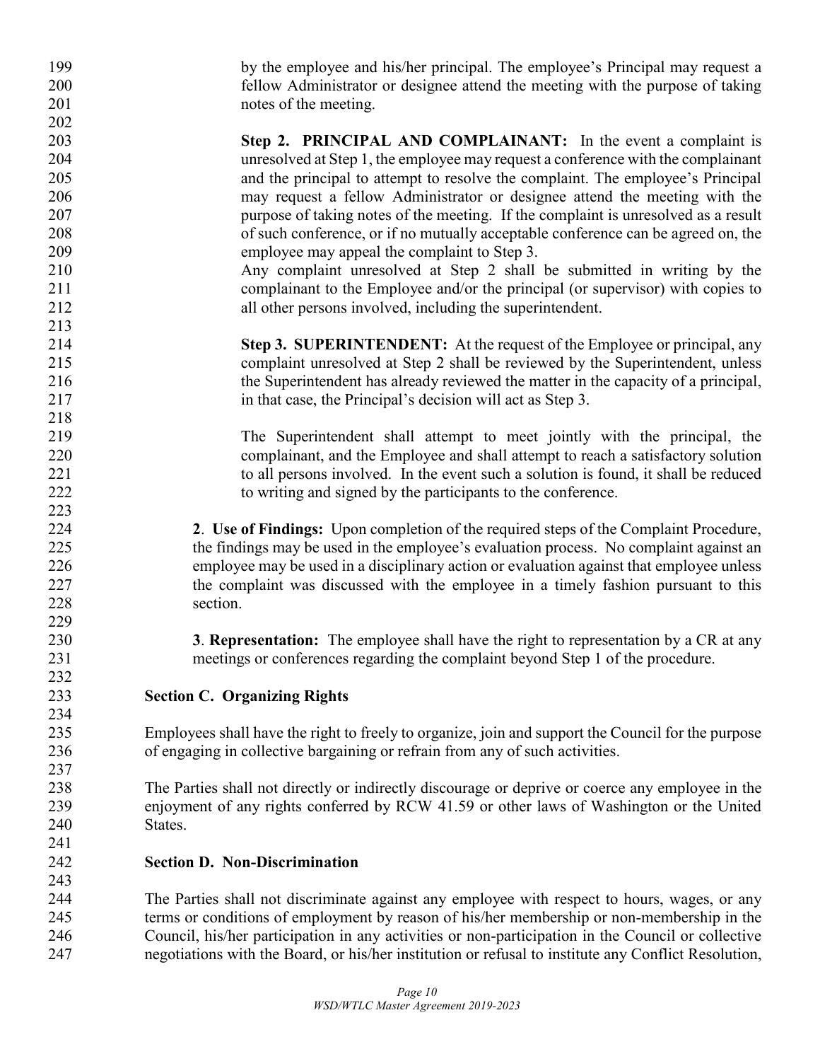by the employee and his/her principal. The employee's Principal may request a fellow Administrator or designee attend the meeting with the purpose of taking notes of the meeting.

**Step 2. PRINCIPAL AND COMPLAINANT:** In the event a complaint is unresolved at Step 1, the employee may request a conference with the complainant and the principal to attempt to resolve the complaint. The employee's Principal may request a fellow Administrator or designee attend the meeting with the purpose of taking notes of the meeting. If the complaint is unresolved as a result of such conference, or if no mutually acceptable conference can be agreed on, the employee may appeal the complaint to Step 3.
Any complaint unresolved at Step 2 shall be submitted in writing by the complainant to the Employee and/or the principal (or supervisor) with copies to all other persons involved, including the superintendent.

**Step 3. SUPERINTENDENT:** At the request of the Employee or principal, any complaint unresolved at Step 2 shall be reviewed by the Superintendent, unless the Superintendent has already reviewed the matter in the capacity of a principal, in that case, the Principal's decision will act as Step 3.

The Superintendent shall attempt to meet jointly with the principal, the complainant, and the Employee and shall attempt to reach a satisfactory solution to all persons involved. In the event such a solution is found, it shall be reduced to writing and signed by the participants to the conference.

**2**. **Use of Findings:** Upon completion of the required steps of the Complaint Procedure, the findings may be used in the employee's evaluation process. No complaint against an employee may be used in a disciplinary action or evaluation against that employee unless the complaint was discussed with the employee in a timely fashion pursuant to this section.

**3**. **Representation:** The employee shall have the right to representation by a CR at any meetings or conferences regarding the complaint beyond Step 1 of the procedure.

### Section C. Organizing Rights

Employees shall have the right to freely to organize, join and support the Council for the purpose of engaging in collective bargaining or refrain from any of such activities.

The Parties shall not directly or indirectly discourage or deprive or coerce any employee in the enjoyment of any rights conferred by RCW 41.59 or other laws of Washington or the United States.

### Section D. Non-Discrimination

The Parties shall not discriminate against any employee with respect to hours, wages, or any terms or conditions of employment by reason of his/her membership or non-membership in the Council, his/her participation in any activities or non-participation in the Council or collective negotiations with the Board, or his/her institution or refusal to institute any Conflict Resolution,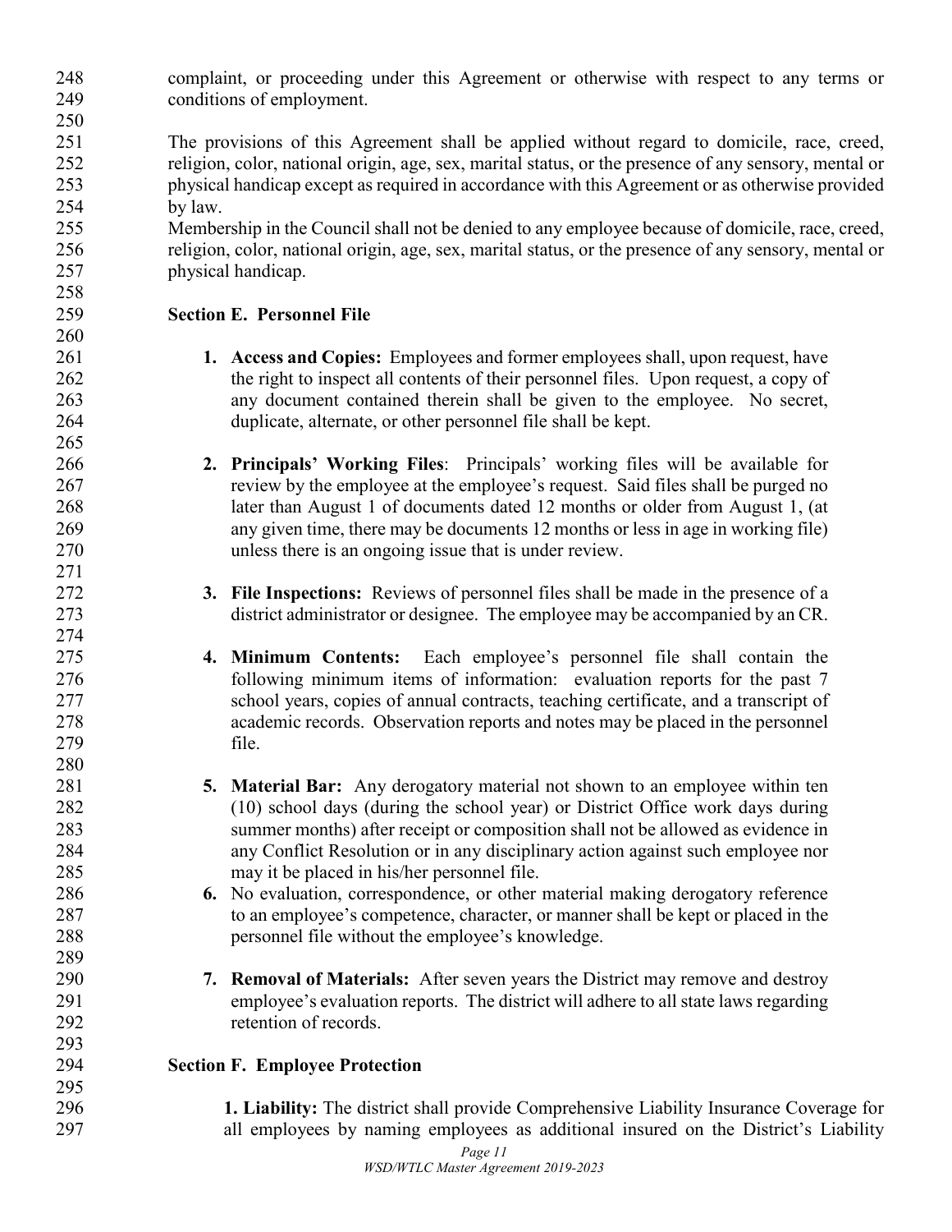complaint, or proceeding under this Agreement or otherwise with respect to any terms or conditions of employment.

The provisions of this Agreement shall be applied without regard to domicile, race, creed, religion, color, national origin, age, sex, marital status, or the presence of any sensory, mental or physical handicap except as required in accordance with this Agreement or as otherwise provided by law.
Membership in the Council shall not be denied to any employee because of domicile, race, creed, religion, color, national origin, age, sex, marital status, or the presence of any sensory, mental or physical handicap.

### Section E. Personnel File

1. **Access and Copies:** Employees and former employees shall, upon request, have the right to inspect all contents of their personnel files. Upon request, a copy of any document contained therein shall be given to the employee. No secret, duplicate, alternate, or other personnel file shall be kept.

2. **Principals' Working Files**: Principals' working files will be available for review by the employee at the employee's request. Said files shall be purged no later than August 1 of documents dated 12 months or older from August 1, (at any given time, there may be documents 12 months or less in age in working file) unless there is an ongoing issue that is under review.

3. **File Inspections:** Reviews of personnel files shall be made in the presence of a district administrator or designee. The employee may be accompanied by an CR.

4. **Minimum Contents:** Each employee's personnel file shall contain the following minimum items of information: evaluation reports for the past 7 school years, copies of annual contracts, teaching certificate, and a transcript of academic records. Observation reports and notes may be placed in the personnel file.

5. **Material Bar:** Any derogatory material not shown to an employee within ten (10) school days (during the school year) or District Office work days during summer months) after receipt or composition shall not be allowed as evidence in any Conflict Resolution or in any disciplinary action against such employee nor may it be placed in his/her personnel file.
6. No evaluation, correspondence, or other material making derogatory reference to an employee's competence, character, or manner shall be kept or placed in the personnel file without the employee's knowledge.

7. **Removal of Materials:** After seven years the District may remove and destroy employee's evaluation reports. The district will adhere to all state laws regarding retention of records.

### Section F. Employee Protection

1. **Liability:** The district shall provide Comprehensive Liability Insurance Coverage for all employees by naming employees as additional insured on the District's Liability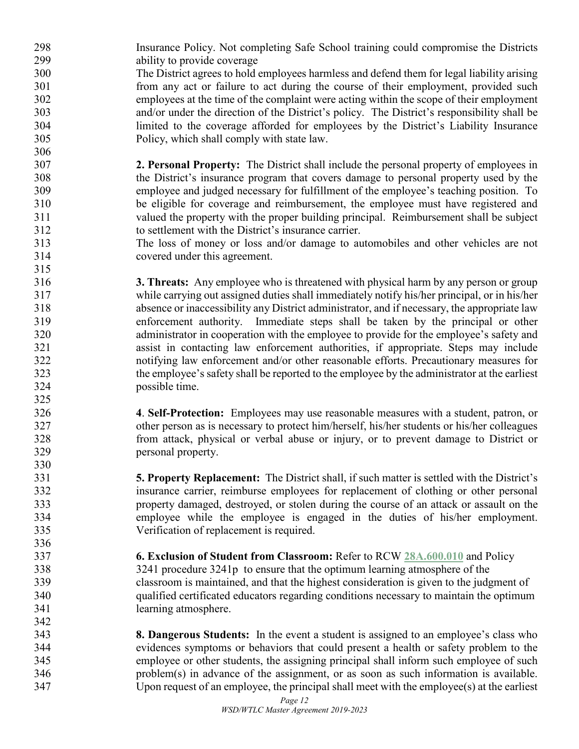Insurance Policy. Not completing Safe School training could compromise the Districts ability to provide coverage

The District agrees to hold employees harmless and defend them for legal liability arising from any act or failure to act during the course of their employment, provided such employees at the time of the complaint were acting within the scope of their employment and/or under the direction of the District's policy. The District's responsibility shall be limited to the coverage afforded for employees by the District's Liability Insurance Policy, which shall comply with state law.

**2. Personal Property:** The District shall include the personal property of employees in the District's insurance program that covers damage to personal property used by the employee and judged necessary for fulfillment of the employee's teaching position. To be eligible for coverage and reimbursement, the employee must have registered and valued the property with the proper building principal. Reimbursement shall be subject to settlement with the District's insurance carrier.

The loss of money or loss and/or damage to automobiles and other vehicles are not covered under this agreement.

**3. Threats:** Any employee who is threatened with physical harm by any person or group while carrying out assigned duties shall immediately notify his/her principal, or in his/her absence or inaccessibility any District administrator, and if necessary, the appropriate law enforcement authority. Immediate steps shall be taken by the principal or other administrator in cooperation with the employee to provide for the employee's safety and assist in contacting law enforcement authorities, if appropriate. Steps may include notifying law enforcement and/or other reasonable efforts. Precautionary measures for the employee's safety shall be reported to the employee by the administrator at the earliest possible time.

**4**. **Self-Protection:** Employees may use reasonable measures with a student, patron, or other person as is necessary to protect him/herself, his/her students or his/her colleagues from attack, physical or verbal abuse or injury, or to prevent damage to District or personal property.

**5. Property Replacement:** The District shall, if such matter is settled with the District's insurance carrier, reimburse employees for replacement of clothing or other personal property damaged, destroyed, or stolen during the course of an attack or assault on the employee while the employee is engaged in the duties of his/her employment. Verification of replacement is required.

**6. Exclusion of Student from Classroom:** Refer to RCW 28A.600.010 and Policy 3241 procedure 3241p to ensure that the optimum learning atmosphere of the classroom is maintained, and that the highest consideration is given to the judgment of qualified certificated educators regarding conditions necessary to maintain the optimum learning atmosphere.

**8. Dangerous Students:** In the event a student is assigned to an employee's class who evidences symptoms or behaviors that could present a health or safety problem to the employee or other students, the assigning principal shall inform such employee of such problem(s) in advance of the assignment, or as soon as such information is available. Upon request of an employee, the principal shall meet with the employee(s) at the earliest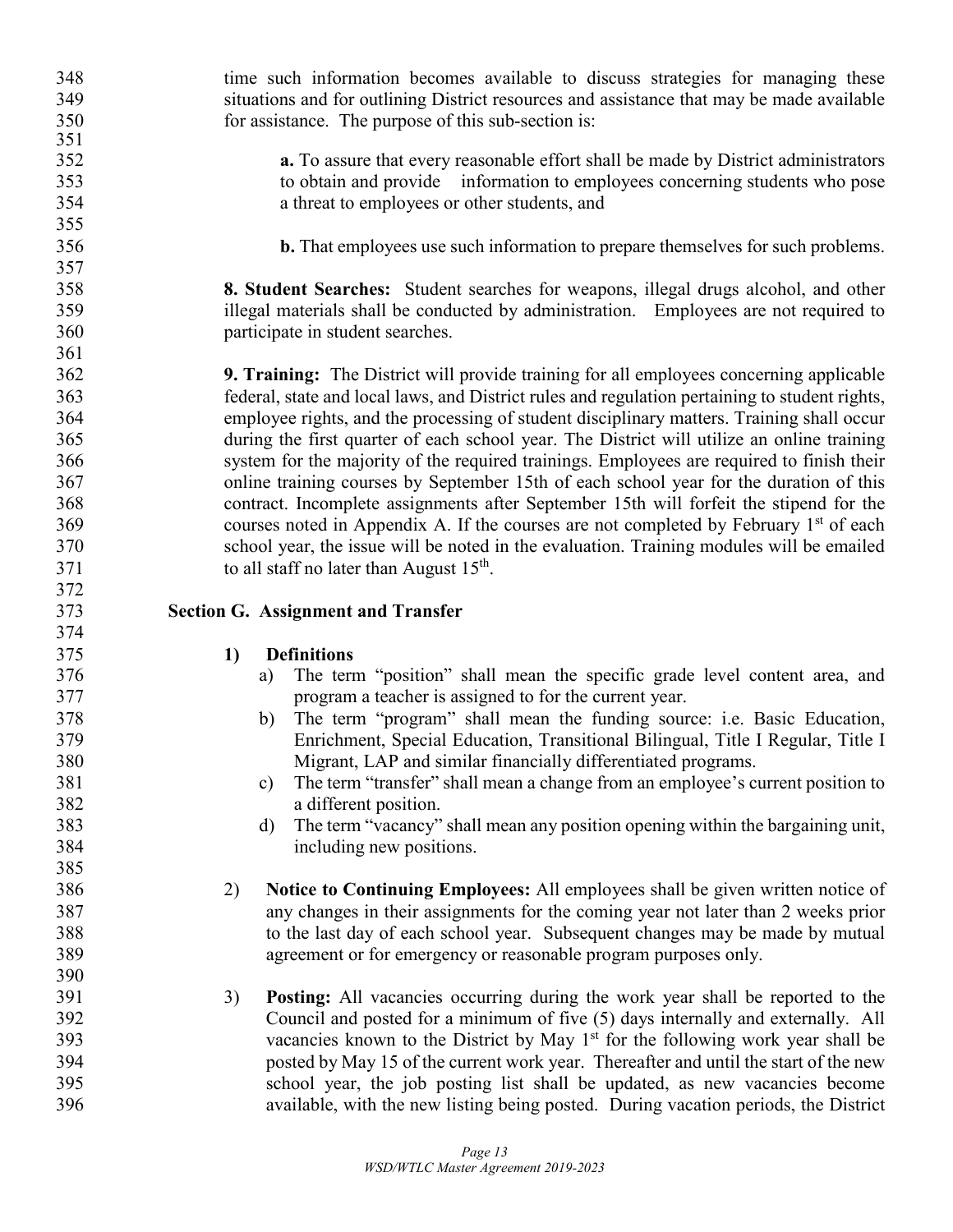time such information becomes available to discuss strategies for managing these situations and for outlining District resources and assistance that may be made available for assistance. The purpose of this sub-section is:

**a.** To assure that every reasonable effort shall be made by District administrators to obtain and provide information to employees concerning students who pose a threat to employees or other students, and

**b.** That employees use such information to prepare themselves for such problems.

**8. Student Searches:** Student searches for weapons, illegal drugs alcohol, and other illegal materials shall be conducted by administration. Employees are not required to participate in student searches.

**9. Training:** The District will provide training for all employees concerning applicable federal, state and local laws, and District rules and regulation pertaining to student rights, employee rights, and the processing of student disciplinary matters. Training shall occur during the first quarter of each school year. The District will utilize an online training system for the majority of the required trainings. Employees are required to finish their online training courses by September 15th of each school year for the duration of this contract. Incomplete assignments after September 15th will forfeit the stipend for the courses noted in Appendix A. If the courses are not completed by February 1st of each school year, the issue will be noted in the evaluation. Training modules will be emailed to all staff no later than August 15th.

## Section G. Assignment and Transfer

**1) Definitions**

a) The term "position" shall mean the specific grade level content area, and program a teacher is assigned to for the current year.

b) The term "program" shall mean the funding source: i.e. Basic Education, Enrichment, Special Education, Transitional Bilingual, Title I Regular, Title I Migrant, LAP and similar financially differentiated programs.

c) The term "transfer" shall mean a change from an employee's current position to a different position.

d) The term "vacancy" shall mean any position opening within the bargaining unit, including new positions.

2) **Notice to Continuing Employees:** All employees shall be given written notice of any changes in their assignments for the coming year not later than 2 weeks prior to the last day of each school year. Subsequent changes may be made by mutual agreement or for emergency or reasonable program purposes only.

3) **Posting:** All vacancies occurring during the work year shall be reported to the Council and posted for a minimum of five (5) days internally and externally. All vacancies known to the District by May 1st for the following work year shall be posted by May 15 of the current work year. Thereafter and until the start of the new school year, the job posting list shall be updated, as new vacancies become available, with the new listing being posted. During vacation periods, the District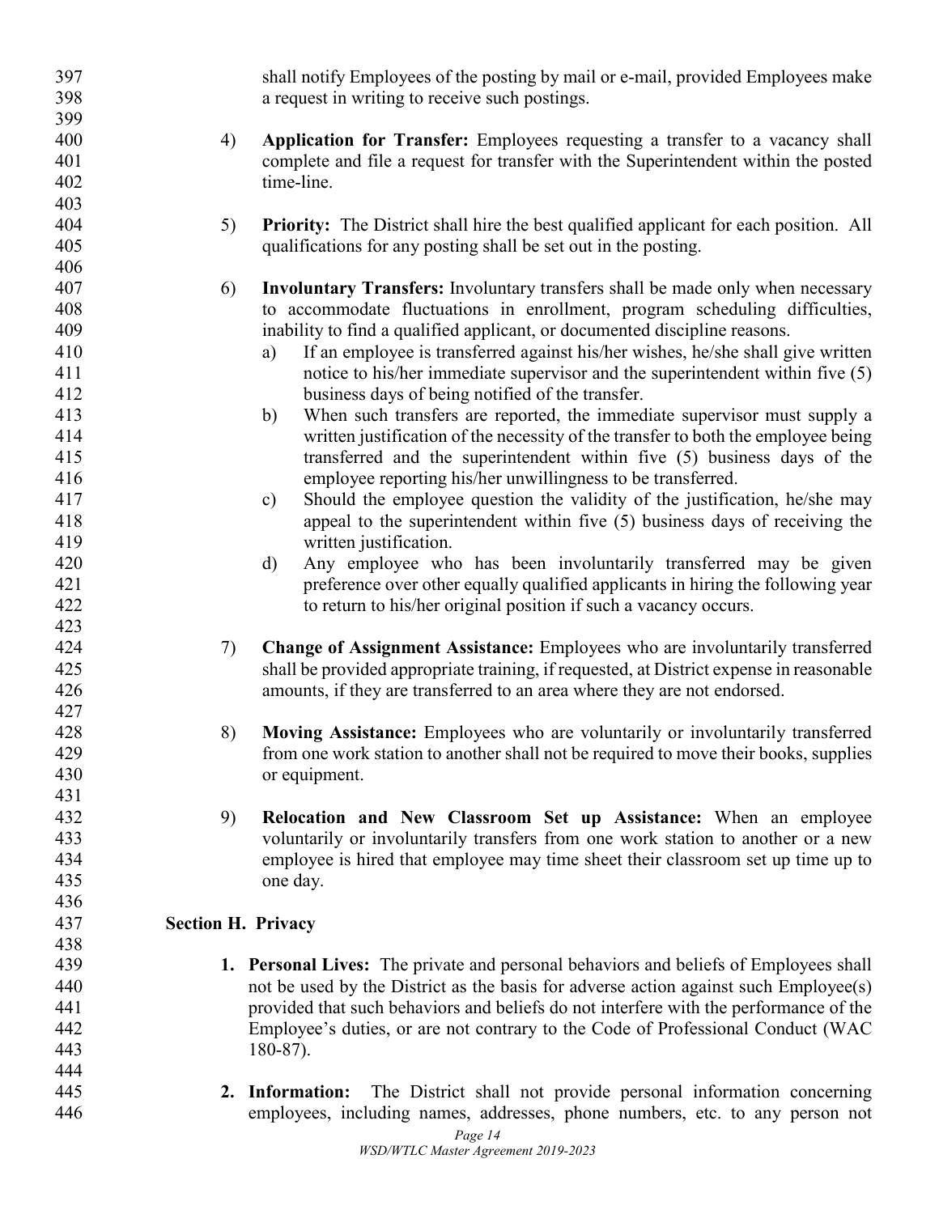shall notify Employees of the posting by mail or e-mail, provided Employees make a request in writing to receive such postings.

4) **Application for Transfer:** Employees requesting a transfer to a vacancy shall complete and file a request for transfer with the Superintendent within the posted time-line.

5) **Priority:** The District shall hire the best qualified applicant for each position. All qualifications for any posting shall be set out in the posting.

6) **Involuntary Transfers:** Involuntary transfers shall be made only when necessary to accommodate fluctuations in enrollment, program scheduling difficulties, inability to find a qualified applicant, or documented discipline reasons.
   a) If an employee is transferred against his/her wishes, he/she shall give written notice to his/her immediate supervisor and the superintendent within five (5) business days of being notified of the transfer.
   b) When such transfers are reported, the immediate supervisor must supply a written justification of the necessity of the transfer to both the employee being transferred and the superintendent within five (5) business days of the employee reporting his/her unwillingness to be transferred.
   c) Should the employee question the validity of the justification, he/she may appeal to the superintendent within five (5) business days of receiving the written justification.
   d) Any employee who has been involuntarily transferred may be given preference over other equally qualified applicants in hiring the following year to return to his/her original position if such a vacancy occurs.

7) **Change of Assignment Assistance:** Employees who are involuntarily transferred shall be provided appropriate training, if requested, at District expense in reasonable amounts, if they are transferred to an area where they are not endorsed.

8) **Moving Assistance:** Employees who are voluntarily or involuntarily transferred from one work station to another shall not be required to move their books, supplies or equipment.

9) **Relocation and New Classroom Set up Assistance:** When an employee voluntarily or involuntarily transfers from one work station to another or a new employee is hired that employee may time sheet their classroom set up time up to one day.

## Section H. Privacy

1. **Personal Lives:** The private and personal behaviors and beliefs of Employees shall not be used by the District as the basis for adverse action against such Employee(s) provided that such behaviors and beliefs do not interfere with the performance of the Employee's duties, or are not contrary to the Code of Professional Conduct (WAC 180-87).

2. **Information:** The District shall not provide personal information concerning employees, including names, addresses, phone numbers, etc. to any person not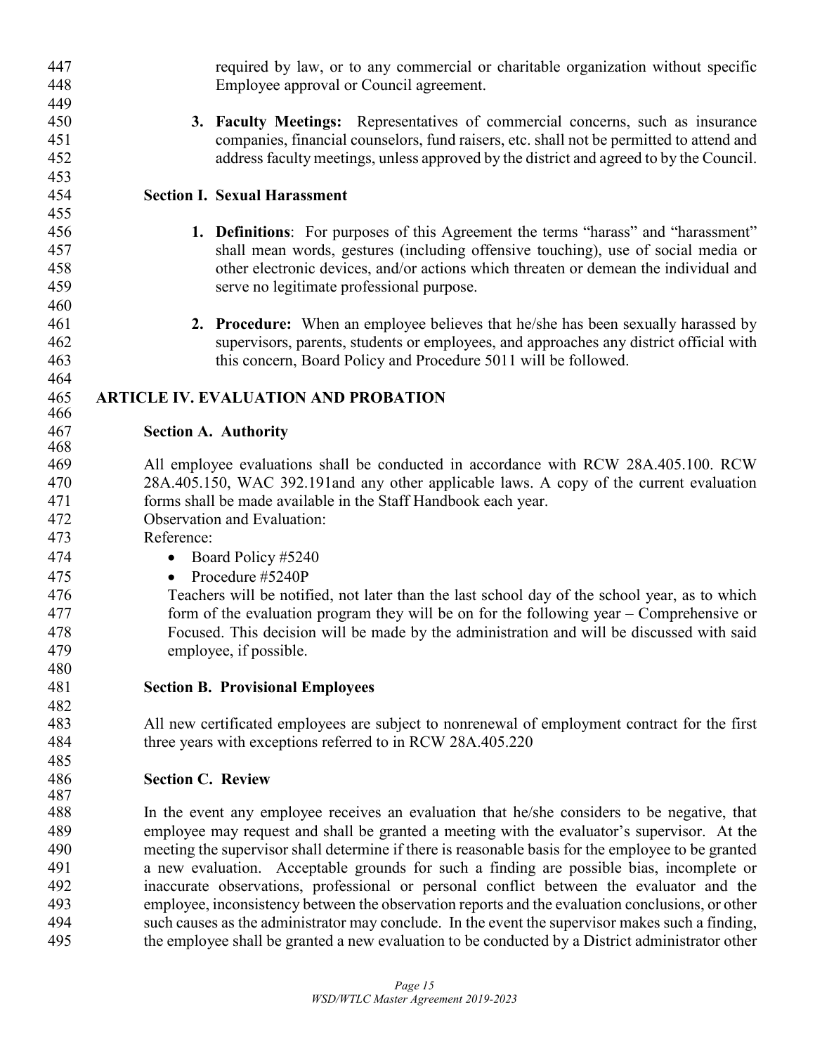required by law, or to any commercial or charitable organization without specific Employee approval or Council agreement.

3. **Faculty Meetings:** Representatives of commercial concerns, such as insurance companies, financial counselors, fund raisers, etc. shall not be permitted to attend and address faculty meetings, unless approved by the district and agreed to by the Council.

### Section I. Sexual Harassment

1. **Definitions**: For purposes of this Agreement the terms "harass" and "harassment" shall mean words, gestures (including offensive touching), use of social media or other electronic devices, and/or actions which threaten or demean the individual and serve no legitimate professional purpose.

2. **Procedure:** When an employee believes that he/she has been sexually harassed by supervisors, parents, students or employees, and approaches any district official with this concern, Board Policy and Procedure 5011 will be followed.

## ARTICLE IV. EVALUATION AND PROBATION

### Section A. Authority

All employee evaluations shall be conducted in accordance with RCW 28A.405.100. RCW 28A.405.150, WAC 392.191and any other applicable laws. A copy of the current evaluation forms shall be made available in the Staff Handbook each year.

Observation and Evaluation:

Reference:

- Board Policy #5240
- Procedure #5240P

Teachers will be notified, not later than the last school day of the school year, as to which form of the evaluation program they will be on for the following year – Comprehensive or Focused. This decision will be made by the administration and will be discussed with said employee, if possible.

### Section B. Provisional Employees

All new certificated employees are subject to nonrenewal of employment contract for the first three years with exceptions referred to in RCW 28A.405.220

### Section C. Review

In the event any employee receives an evaluation that he/she considers to be negative, that employee may request and shall be granted a meeting with the evaluator's supervisor. At the meeting the supervisor shall determine if there is reasonable basis for the employee to be granted a new evaluation. Acceptable grounds for such a finding are possible bias, incomplete or inaccurate observations, professional or personal conflict between the evaluator and the employee, inconsistency between the observation reports and the evaluation conclusions, or other such causes as the administrator may conclude. In the event the supervisor makes such a finding, the employee shall be granted a new evaluation to be conducted by a District administrator other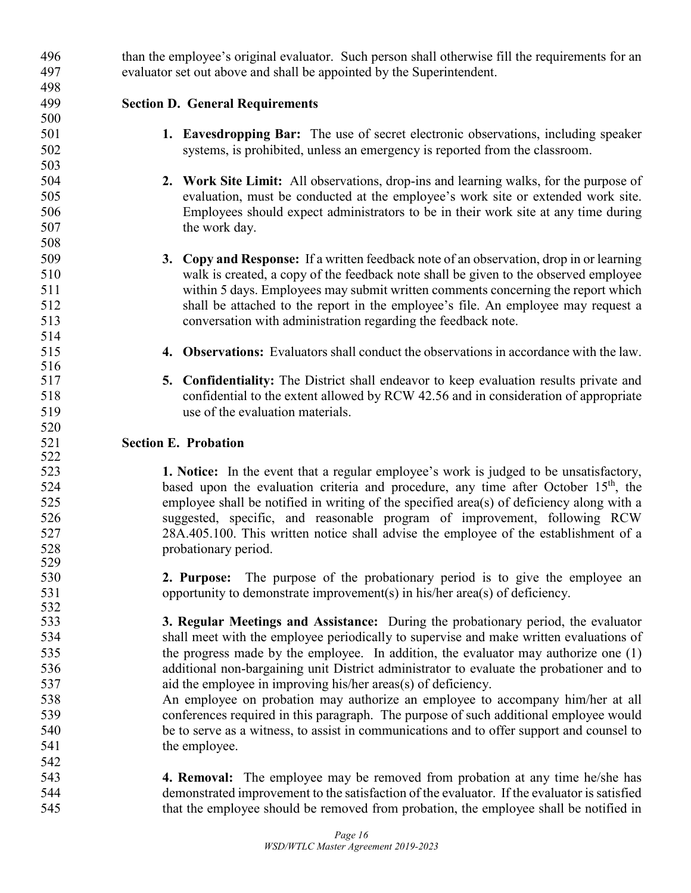than the employee's original evaluator. Such person shall otherwise fill the requirements for an evaluator set out above and shall be appointed by the Superintendent.

### Section D. General Requirements

1. **Eavesdropping Bar:** The use of secret electronic observations, including speaker systems, is prohibited, unless an emergency is reported from the classroom.

2. **Work Site Limit:** All observations, drop-ins and learning walks, for the purpose of evaluation, must be conducted at the employee's work site or extended work site. Employees should expect administrators to be in their work site at any time during the work day.

3. **Copy and Response:** If a written feedback note of an observation, drop in or learning walk is created, a copy of the feedback note shall be given to the observed employee within 5 days. Employees may submit written comments concerning the report which shall be attached to the report in the employee's file. An employee may request a conversation with administration regarding the feedback note.

4. **Observations:** Evaluators shall conduct the observations in accordance with the law.

5. **Confidentiality:** The District shall endeavor to keep evaluation results private and confidential to the extent allowed by RCW 42.56 and in consideration of appropriate use of the evaluation materials.

### Section E. Probation

**1. Notice:** In the event that a regular employee's work is judged to be unsatisfactory, based upon the evaluation criteria and procedure, any time after October 15th, the employee shall be notified in writing of the specified area(s) of deficiency along with a suggested, specific, and reasonable program of improvement, following RCW 28A.405.100. This written notice shall advise the employee of the establishment of a probationary period.

**2. Purpose:** The purpose of the probationary period is to give the employee an opportunity to demonstrate improvement(s) in his/her area(s) of deficiency.

**3. Regular Meetings and Assistance:** During the probationary period, the evaluator shall meet with the employee periodically to supervise and make written evaluations of the progress made by the employee. In addition, the evaluator may authorize one (1) additional non-bargaining unit District administrator to evaluate the probationer and to aid the employee in improving his/her areas(s) of deficiency.
An employee on probation may authorize an employee to accompany him/her at all conferences required in this paragraph. The purpose of such additional employee would be to serve as a witness, to assist in communications and to offer support and counsel to the employee.

**4. Removal:** The employee may be removed from probation at any time he/she has demonstrated improvement to the satisfaction of the evaluator. If the evaluator is satisfied that the employee should be removed from probation, the employee shall be notified in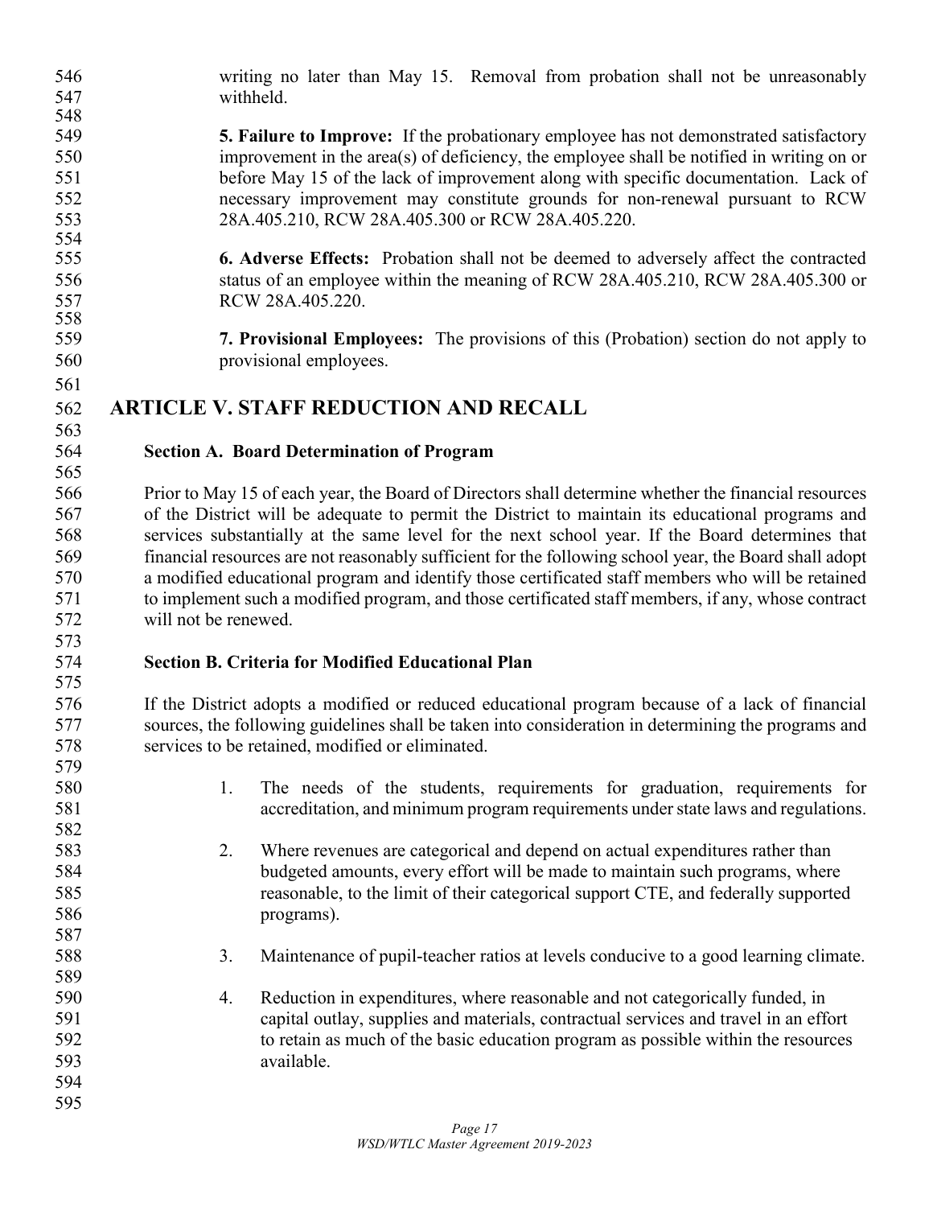writing no later than May 15. Removal from probation shall not be unreasonably withheld.

**5. Failure to Improve:** If the probationary employee has not demonstrated satisfactory improvement in the area(s) of deficiency, the employee shall be notified in writing on or before May 15 of the lack of improvement along with specific documentation. Lack of necessary improvement may constitute grounds for non-renewal pursuant to RCW 28A.405.210, RCW 28A.405.300 or RCW 28A.405.220.

**6. Adverse Effects:** Probation shall not be deemed to adversely affect the contracted status of an employee within the meaning of RCW 28A.405.210, RCW 28A.405.300 or RCW 28A.405.220.

**7. Provisional Employees:** The provisions of this (Probation) section do not apply to provisional employees.

# ARTICLE V. STAFF REDUCTION AND RECALL

### Section A. Board Determination of Program

Prior to May 15 of each year, the Board of Directors shall determine whether the financial resources of the District will be adequate to permit the District to maintain its educational programs and services substantially at the same level for the next school year. If the Board determines that financial resources are not reasonably sufficient for the following school year, the Board shall adopt a modified educational program and identify those certificated staff members who will be retained to implement such a modified program, and those certificated staff members, if any, whose contract will not be renewed.

### Section B. Criteria for Modified Educational Plan

If the District adopts a modified or reduced educational program because of a lack of financial sources, the following guidelines shall be taken into consideration in determining the programs and services to be retained, modified or eliminated.

1. The needs of the students, requirements for graduation, requirements for accreditation, and minimum program requirements under state laws and regulations.

2. Where revenues are categorical and depend on actual expenditures rather than budgeted amounts, every effort will be made to maintain such programs, where reasonable, to the limit of their categorical support CTE, and federally supported programs).

3. Maintenance of pupil-teacher ratios at levels conducive to a good learning climate.

4. Reduction in expenditures, where reasonable and not categorically funded, in capital outlay, supplies and materials, contractual services and travel in an effort to retain as much of the basic education program as possible within the resources available.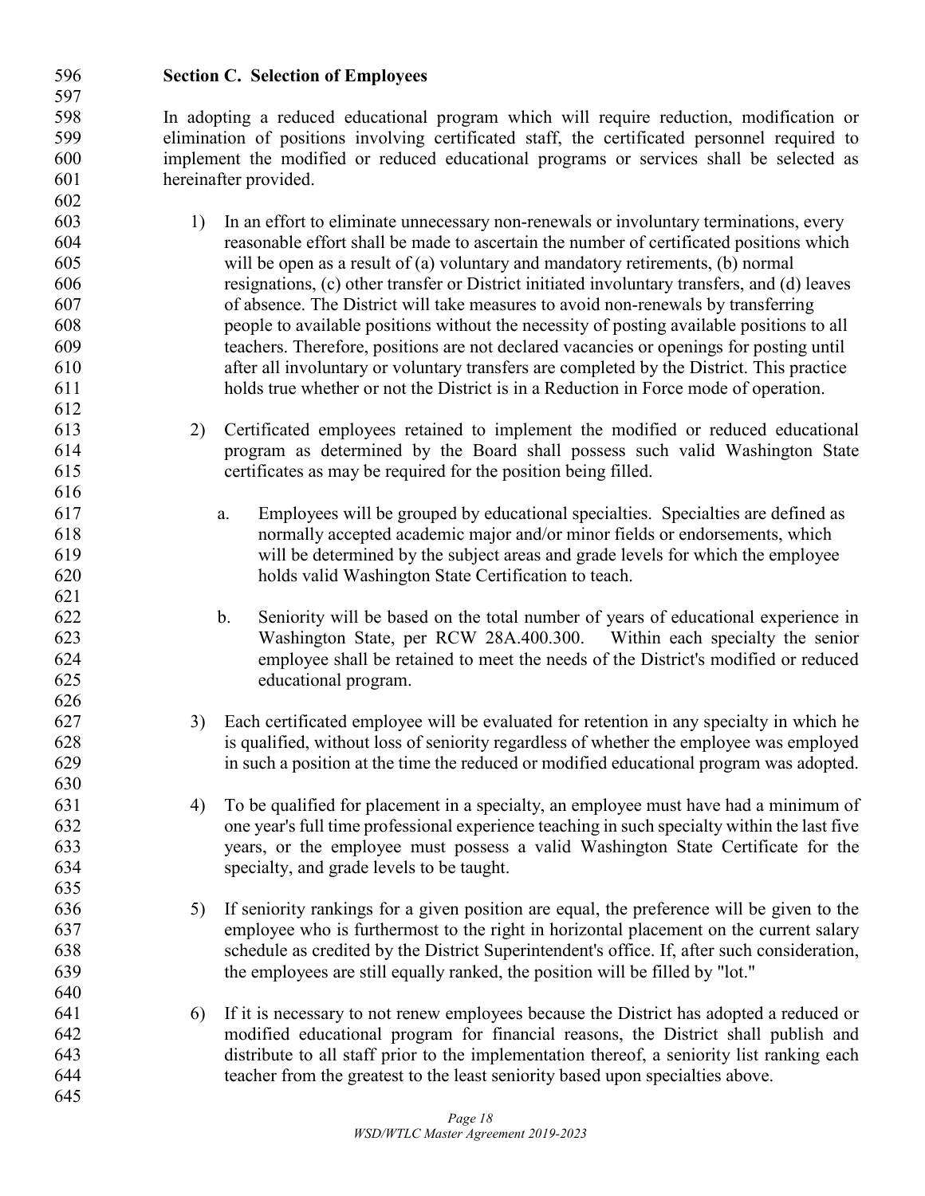**Section C. Selection of Employees**

In adopting a reduced educational program which will require reduction, modification or elimination of positions involving certificated staff, the certificated personnel required to implement the modified or reduced educational programs or services shall be selected as hereinafter provided.

1) In an effort to eliminate unnecessary non-renewals or involuntary terminations, every reasonable effort shall be made to ascertain the number of certificated positions which will be open as a result of (a) voluntary and mandatory retirements, (b) normal resignations, (c) other transfer or District initiated involuntary transfers, and (d) leaves of absence. The District will take measures to avoid non-renewals by transferring people to available positions without the necessity of posting available positions to all teachers. Therefore, positions are not declared vacancies or openings for posting until after all involuntary or voluntary transfers are completed by the District. This practice holds true whether or not the District is in a Reduction in Force mode of operation.

2) Certificated employees retained to implement the modified or reduced educational program as determined by the Board shall possess such valid Washington State certificates as may be required for the position being filled.

   a. Employees will be grouped by educational specialties. Specialties are defined as normally accepted academic major and/or minor fields or endorsements, which will be determined by the subject areas and grade levels for which the employee holds valid Washington State Certification to teach.

   b. Seniority will be based on the total number of years of educational experience in Washington State, per RCW 28A.400.300. Within each specialty the senior employee shall be retained to meet the needs of the District's modified or reduced educational program.

3) Each certificated employee will be evaluated for retention in any specialty in which he is qualified, without loss of seniority regardless of whether the employee was employed in such a position at the time the reduced or modified educational program was adopted.

4) To be qualified for placement in a specialty, an employee must have had a minimum of one year's full time professional experience teaching in such specialty within the last five years, or the employee must possess a valid Washington State Certificate for the specialty, and grade levels to be taught.

5) If seniority rankings for a given position are equal, the preference will be given to the employee who is furthermost to the right in horizontal placement on the current salary schedule as credited by the District Superintendent's office. If, after such consideration, the employees are still equally ranked, the position will be filled by "lot."

6) If it is necessary to not renew employees because the District has adopted a reduced or modified educational program for financial reasons, the District shall publish and distribute to all staff prior to the implementation thereof, a seniority list ranking each teacher from the greatest to the least seniority based upon specialties above.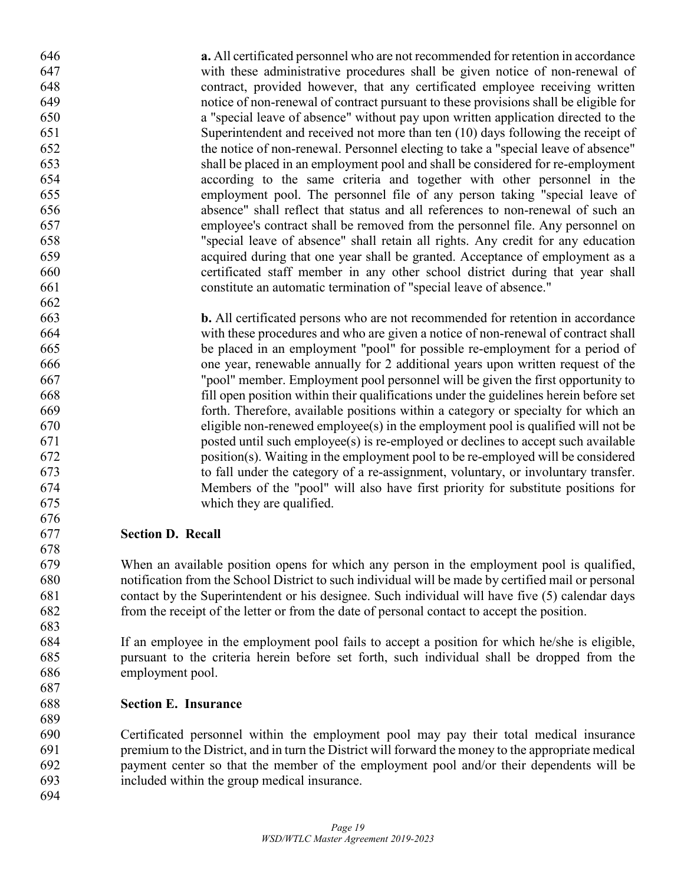**a.** All certificated personnel who are not recommended for retention in accordance with these administrative procedures shall be given notice of non-renewal of contract, provided however, that any certificated employee receiving written notice of non-renewal of contract pursuant to these provisions shall be eligible for a "special leave of absence" without pay upon written application directed to the Superintendent and received not more than ten (10) days following the receipt of the notice of non-renewal. Personnel electing to take a "special leave of absence" shall be placed in an employment pool and shall be considered for re-employment according to the same criteria and together with other personnel in the employment pool. The personnel file of any person taking "special leave of absence" shall reflect that status and all references to non-renewal of such an employee's contract shall be removed from the personnel file. Any personnel on "special leave of absence" shall retain all rights. Any credit for any education acquired during that one year shall be granted. Acceptance of employment as a certificated staff member in any other school district during that year shall constitute an automatic termination of "special leave of absence."

**b.** All certificated persons who are not recommended for retention in accordance with these procedures and who are given a notice of non-renewal of contract shall be placed in an employment "pool" for possible re-employment for a period of one year, renewable annually for 2 additional years upon written request of the "pool" member. Employment pool personnel will be given the first opportunity to fill open position within their qualifications under the guidelines herein before set forth. Therefore, available positions within a category or specialty for which an eligible non-renewed employee(s) in the employment pool is qualified will not be posted until such employee(s) is re-employed or declines to accept such available position(s). Waiting in the employment pool to be re-employed will be considered to fall under the category of a re-assignment, voluntary, or involuntary transfer. Members of the "pool" will also have first priority for substitute positions for which they are qualified.

### Section D. Recall

When an available position opens for which any person in the employment pool is qualified, notification from the School District to such individual will be made by certified mail or personal contact by the Superintendent or his designee. Such individual will have five (5) calendar days from the receipt of the letter or from the date of personal contact to accept the position.

If an employee in the employment pool fails to accept a position for which he/she is eligible, pursuant to the criteria herein before set forth, such individual shall be dropped from the employment pool.

### Section E. Insurance

Certificated personnel within the employment pool may pay their total medical insurance premium to the District, and in turn the District will forward the money to the appropriate medical payment center so that the member of the employment pool and/or their dependents will be included within the group medical insurance.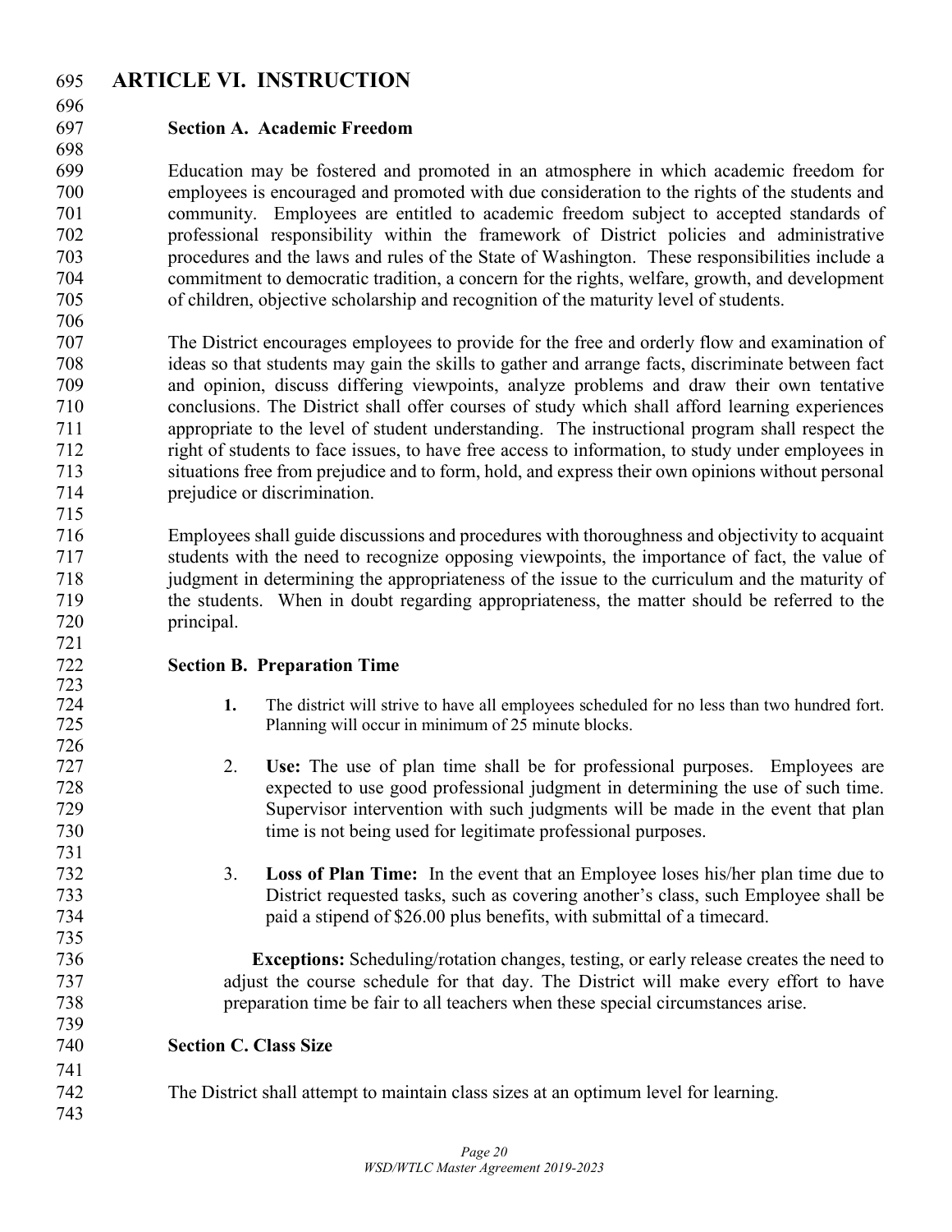# ARTICLE VI. INSTRUCTION

### Section A. Academic Freedom

Education may be fostered and promoted in an atmosphere in which academic freedom for employees is encouraged and promoted with due consideration to the rights of the students and community. Employees are entitled to academic freedom subject to accepted standards of professional responsibility within the framework of District policies and administrative procedures and the laws and rules of the State of Washington. These responsibilities include a commitment to democratic tradition, a concern for the rights, welfare, growth, and development of children, objective scholarship and recognition of the maturity level of students.

The District encourages employees to provide for the free and orderly flow and examination of ideas so that students may gain the skills to gather and arrange facts, discriminate between fact and opinion, discuss differing viewpoints, analyze problems and draw their own tentative conclusions. The District shall offer courses of study which shall afford learning experiences appropriate to the level of student understanding. The instructional program shall respect the right of students to face issues, to have free access to information, to study under employees in situations free from prejudice and to form, hold, and express their own opinions without personal prejudice or discrimination.

Employees shall guide discussions and procedures with thoroughness and objectivity to acquaint students with the need to recognize opposing viewpoints, the importance of fact, the value of judgment in determining the appropriateness of the issue to the curriculum and the maturity of the students. When in doubt regarding appropriateness, the matter should be referred to the principal.

### Section B. Preparation Time

1. The district will strive to have all employees scheduled for no less than two hundred fort. Planning will occur in minimum of 25 minute blocks.

2. **Use:** The use of plan time shall be for professional purposes. Employees are expected to use good professional judgment in determining the use of such time. Supervisor intervention with such judgments will be made in the event that plan time is not being used for legitimate professional purposes.

3. **Loss of Plan Time:** In the event that an Employee loses his/her plan time due to District requested tasks, such as covering another's class, such Employee shall be paid a stipend of $26.00 plus benefits, with submittal of a timecard.

   **Exceptions:** Scheduling/rotation changes, testing, or early release creates the need to adjust the course schedule for that day. The District will make every effort to have preparation time be fair to all teachers when these special circumstances arise.

### Section C. Class Size

The District shall attempt to maintain class sizes at an optimum level for learning.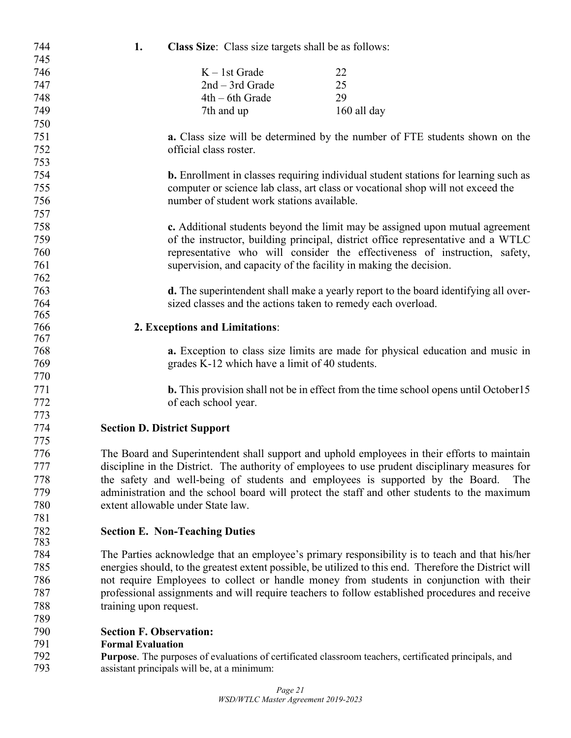**1. Class Size**: Class size targets shall be as follows:

| | |
|---|---|
| K – 1st Grade | 22 |
| 2nd – 3rd Grade | 25 |
| 4th – 6th Grade | 29 |
| 7th and up | 160 all day |

**a.** Class size will be determined by the number of FTE students shown on the official class roster.

**b.** Enrollment in classes requiring individual student stations for learning such as computer or science lab class, art class or vocational shop will not exceed the number of student work stations available.

**c.** Additional students beyond the limit may be assigned upon mutual agreement of the instructor, building principal, district office representative and a WTLC representative who will consider the effectiveness of instruction, safety, supervision, and capacity of the facility in making the decision.

**d.** The superintendent shall make a yearly report to the board identifying all over-sized classes and the actions taken to remedy each overload.

**2. Exceptions and Limitations**:

**a.** Exception to class size limits are made for physical education and music in grades K-12 which have a limit of 40 students.

**b.** This provision shall not be in effect from the time school opens until October15 of each school year.

**Section D. District Support**

The Board and Superintendent shall support and uphold employees in their efforts to maintain discipline in the District. The authority of employees to use prudent disciplinary measures for the safety and well-being of students and employees is supported by the Board. The administration and the school board will protect the staff and other students to the maximum extent allowable under State law.

**Section E. Non-Teaching Duties**

The Parties acknowledge that an employee's primary responsibility is to teach and that his/her energies should, to the greatest extent possible, be utilized to this end. Therefore the District will not require Employees to collect or handle money from students in conjunction with their professional assignments and will require teachers to follow established procedures and receive training upon request.

**Section F. Observation:**

**Formal Evaluation**

**Purpose**. The purposes of evaluations of certificated classroom teachers, certificated principals, and assistant principals will be, at a minimum: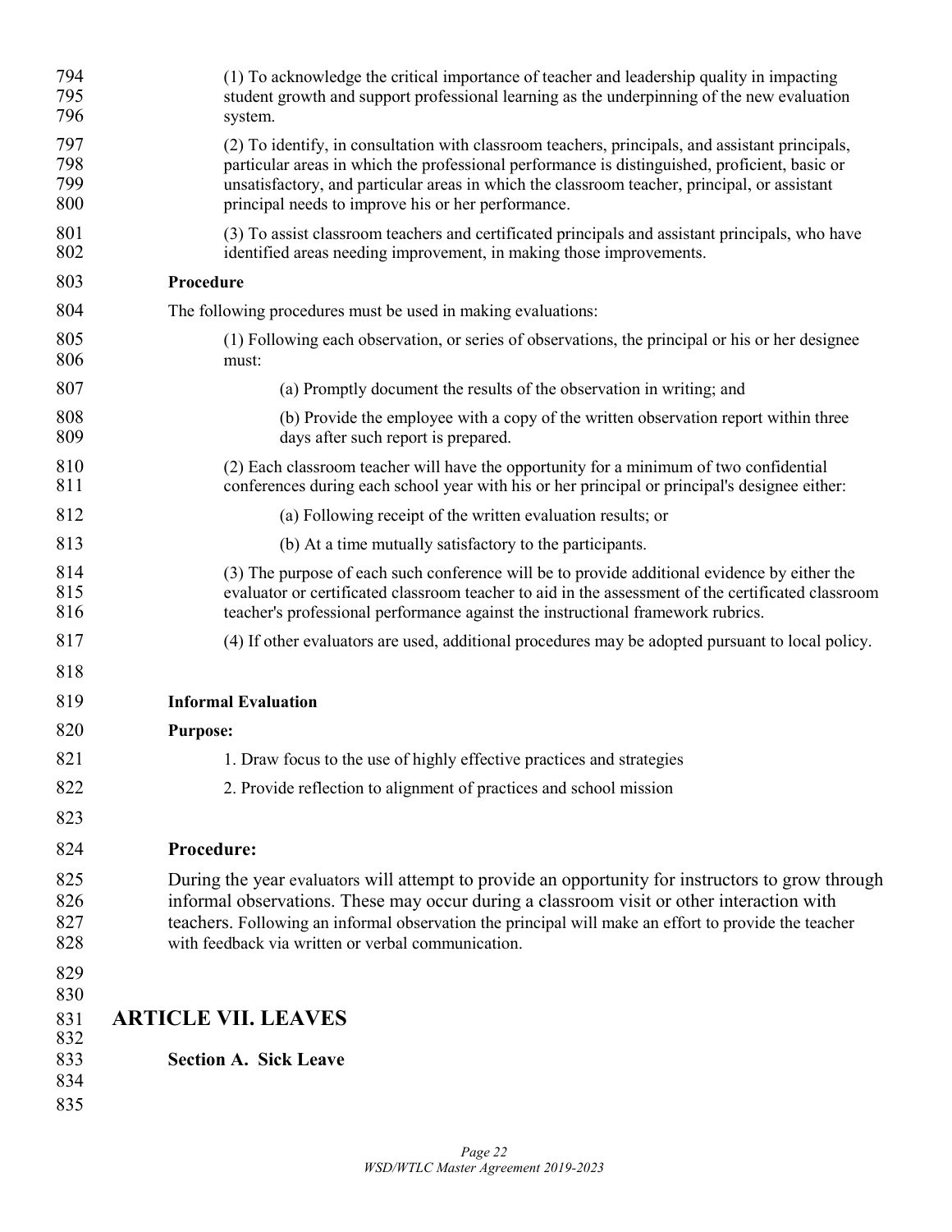(1) To acknowledge the critical importance of teacher and leadership quality in impacting student growth and support professional learning as the underpinning of the new evaluation system.

(2) To identify, in consultation with classroom teachers, principals, and assistant principals, particular areas in which the professional performance is distinguished, proficient, basic or unsatisfactory, and particular areas in which the classroom teacher, principal, or assistant principal needs to improve his or her performance.

(3) To assist classroom teachers and certificated principals and assistant principals, who have identified areas needing improvement, in making those improvements.

**Procedure**

The following procedures must be used in making evaluations:

(1) Following each observation, or series of observations, the principal or his or her designee must:

(a) Promptly document the results of the observation in writing; and

(b) Provide the employee with a copy of the written observation report within three days after such report is prepared.

(2) Each classroom teacher will have the opportunity for a minimum of two confidential conferences during each school year with his or her principal or principal's designee either:

(a) Following receipt of the written evaluation results; or

(b) At a time mutually satisfactory to the participants.

(3) The purpose of each such conference will be to provide additional evidence by either the evaluator or certificated classroom teacher to aid in the assessment of the certificated classroom teacher's professional performance against the instructional framework rubrics.

(4) If other evaluators are used, additional procedures may be adopted pursuant to local policy.

**Informal Evaluation**

**Purpose:**

1. Draw focus to the use of highly effective practices and strategies
2. Provide reflection to alignment of practices and school mission

**Procedure:**

During the year evaluators will attempt to provide an opportunity for instructors to grow through informal observations. These may occur during a classroom visit or other interaction with teachers. Following an informal observation the principal will make an effort to provide the teacher with feedback via written or verbal communication.

# ARTICLE VII. LEAVES

## Section A. Sick Leave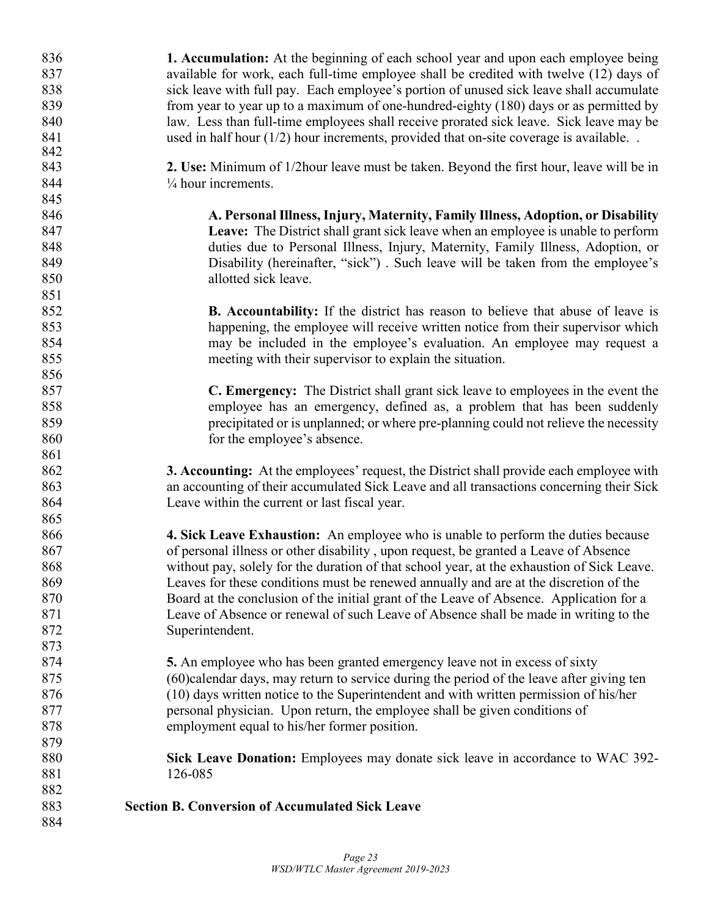**1. Accumulation:** At the beginning of each school year and upon each employee being available for work, each full-time employee shall be credited with twelve (12) days of sick leave with full pay. Each employee's portion of unused sick leave shall accumulate from year to year up to a maximum of one-hundred-eighty (180) days or as permitted by law. Less than full-time employees shall receive prorated sick leave. Sick leave may be used in half hour (1/2) hour increments, provided that on-site coverage is available. .

**2. Use:** Minimum of 1/2hour leave must be taken. Beyond the first hour, leave will be in ¼ hour increments.

**A. Personal Illness, Injury, Maternity, Family Illness, Adoption, or Disability Leave:** The District shall grant sick leave when an employee is unable to perform duties due to Personal Illness, Injury, Maternity, Family Illness, Adoption, or Disability (hereinafter, "sick") . Such leave will be taken from the employee's allotted sick leave.

**B. Accountability:** If the district has reason to believe that abuse of leave is happening, the employee will receive written notice from their supervisor which may be included in the employee's evaluation. An employee may request a meeting with their supervisor to explain the situation.

**C. Emergency:** The District shall grant sick leave to employees in the event the employee has an emergency, defined as, a problem that has been suddenly precipitated or is unplanned; or where pre-planning could not relieve the necessity for the employee's absence.

**3. Accounting:** At the employees' request, the District shall provide each employee with an accounting of their accumulated Sick Leave and all transactions concerning their Sick Leave within the current or last fiscal year.

**4. Sick Leave Exhaustion:** An employee who is unable to perform the duties because of personal illness or other disability , upon request, be granted a Leave of Absence without pay, solely for the duration of that school year, at the exhaustion of Sick Leave. Leaves for these conditions must be renewed annually and are at the discretion of the Board at the conclusion of the initial grant of the Leave of Absence. Application for a Leave of Absence or renewal of such Leave of Absence shall be made in writing to the Superintendent.

**5.** An employee who has been granted emergency leave not in excess of sixty (60)calendar days, may return to service during the period of the leave after giving ten (10) days written notice to the Superintendent and with written permission of his/her personal physician. Upon return, the employee shall be given conditions of employment equal to his/her former position.

**Sick Leave Donation:** Employees may donate sick leave in accordance to WAC 392-126-085

### Section B. Conversion of Accumulated Sick Leave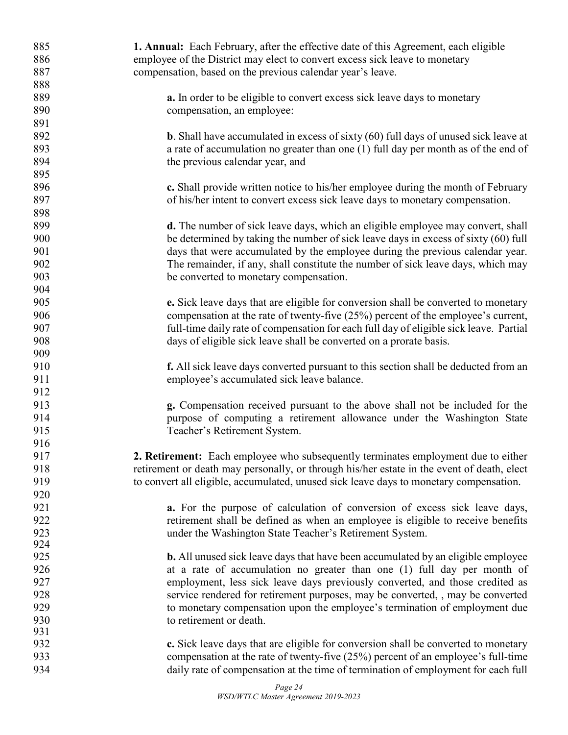**1. Annual:** Each February, after the effective date of this Agreement, each eligible employee of the District may elect to convert excess sick leave to monetary compensation, based on the previous calendar year's leave.

**a.** In order to be eligible to convert excess sick leave days to monetary compensation, an employee:

**b**. Shall have accumulated in excess of sixty (60) full days of unused sick leave at a rate of accumulation no greater than one (1) full day per month as of the end of the previous calendar year, and

**c.** Shall provide written notice to his/her employee during the month of February of his/her intent to convert excess sick leave days to monetary compensation.

**d.** The number of sick leave days, which an eligible employee may convert, shall be determined by taking the number of sick leave days in excess of sixty (60) full days that were accumulated by the employee during the previous calendar year. The remainder, if any, shall constitute the number of sick leave days, which may be converted to monetary compensation.

**e.** Sick leave days that are eligible for conversion shall be converted to monetary compensation at the rate of twenty-five (25%) percent of the employee's current, full-time daily rate of compensation for each full day of eligible sick leave. Partial days of eligible sick leave shall be converted on a prorate basis.

**f.** All sick leave days converted pursuant to this section shall be deducted from an employee's accumulated sick leave balance.

**g.** Compensation received pursuant to the above shall not be included for the purpose of computing a retirement allowance under the Washington State Teacher's Retirement System.

**2. Retirement:** Each employee who subsequently terminates employment due to either retirement or death may personally, or through his/her estate in the event of death, elect to convert all eligible, accumulated, unused sick leave days to monetary compensation.

**a.** For the purpose of calculation of conversion of excess sick leave days, retirement shall be defined as when an employee is eligible to receive benefits under the Washington State Teacher's Retirement System.

**b.** All unused sick leave days that have been accumulated by an eligible employee at a rate of accumulation no greater than one (1) full day per month of employment, less sick leave days previously converted, and those credited as service rendered for retirement purposes, may be converted, , may be converted to monetary compensation upon the employee's termination of employment due to retirement or death.

**c.** Sick leave days that are eligible for conversion shall be converted to monetary compensation at the rate of twenty-five (25%) percent of an employee's full-time daily rate of compensation at the time of termination of employment for each full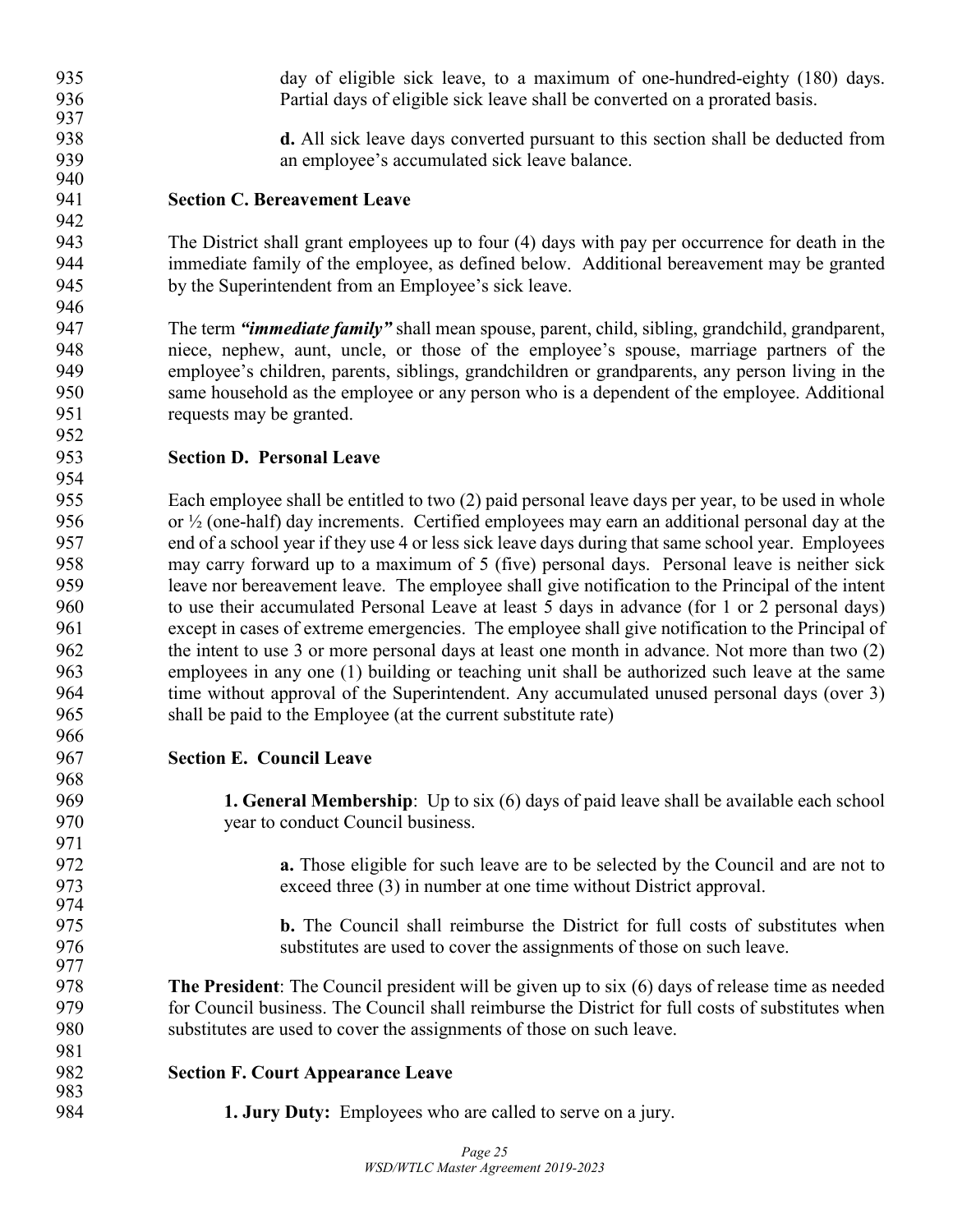day of eligible sick leave, to a maximum of one-hundred-eighty (180) days. Partial days of eligible sick leave shall be converted on a prorated basis.

**d.** All sick leave days converted pursuant to this section shall be deducted from an employee's accumulated sick leave balance.

**Section C. Bereavement Leave**

The District shall grant employees up to four (4) days with pay per occurrence for death in the immediate family of the employee, as defined below. Additional bereavement may be granted by the Superintendent from an Employee's sick leave.

The term ***"immediate family"*** shall mean spouse, parent, child, sibling, grandchild, grandparent, niece, nephew, aunt, uncle, or those of the employee's spouse, marriage partners of the employee's children, parents, siblings, grandchildren or grandparents, any person living in the same household as the employee or any person who is a dependent of the employee. Additional requests may be granted.

**Section D. Personal Leave**

Each employee shall be entitled to two (2) paid personal leave days per year, to be used in whole or ½ (one-half) day increments. Certified employees may earn an additional personal day at the end of a school year if they use 4 or less sick leave days during that same school year. Employees may carry forward up to a maximum of 5 (five) personal days. Personal leave is neither sick leave nor bereavement leave. The employee shall give notification to the Principal of the intent to use their accumulated Personal Leave at least 5 days in advance (for 1 or 2 personal days) except in cases of extreme emergencies. The employee shall give notification to the Principal of the intent to use 3 or more personal days at least one month in advance. Not more than two (2) employees in any one (1) building or teaching unit shall be authorized such leave at the same time without approval of the Superintendent. Any accumulated unused personal days (over 3) shall be paid to the Employee (at the current substitute rate)

**Section E. Council Leave**

**1. General Membership**: Up to six (6) days of paid leave shall be available each school year to conduct Council business.

**a.** Those eligible for such leave are to be selected by the Council and are not to exceed three (3) in number at one time without District approval.

**b.** The Council shall reimburse the District for full costs of substitutes when substitutes are used to cover the assignments of those on such leave.

**The President**: The Council president will be given up to six (6) days of release time as needed for Council business. The Council shall reimburse the District for full costs of substitutes when substitutes are used to cover the assignments of those on such leave.

**Section F. Court Appearance Leave**

**1. Jury Duty:** Employees who are called to serve on a jury.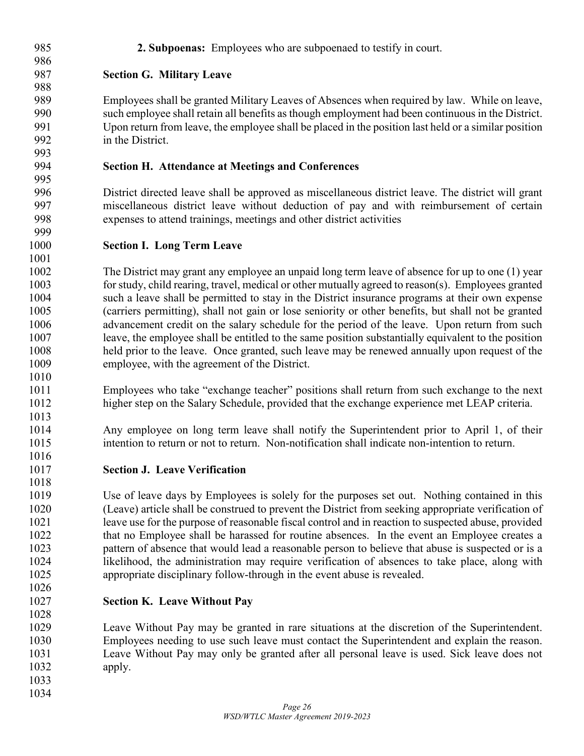**2. Subpoenas:** Employees who are subpoenaed to testify in court.

### Section G. Military Leave

Employees shall be granted Military Leaves of Absences when required by law. While on leave, such employee shall retain all benefits as though employment had been continuous in the District. Upon return from leave, the employee shall be placed in the position last held or a similar position in the District.

### Section H. Attendance at Meetings and Conferences

District directed leave shall be approved as miscellaneous district leave. The district will grant miscellaneous district leave without deduction of pay and with reimbursement of certain expenses to attend trainings, meetings and other district activities

### Section I. Long Term Leave

The District may grant any employee an unpaid long term leave of absence for up to one (1) year for study, child rearing, travel, medical or other mutually agreed to reason(s). Employees granted such a leave shall be permitted to stay in the District insurance programs at their own expense (carriers permitting), shall not gain or lose seniority or other benefits, but shall not be granted advancement credit on the salary schedule for the period of the leave. Upon return from such leave, the employee shall be entitled to the same position substantially equivalent to the position held prior to the leave. Once granted, such leave may be renewed annually upon request of the employee, with the agreement of the District.

Employees who take "exchange teacher" positions shall return from such exchange to the next higher step on the Salary Schedule, provided that the exchange experience met LEAP criteria.

Any employee on long term leave shall notify the Superintendent prior to April 1, of their intention to return or not to return. Non-notification shall indicate non-intention to return.

### Section J. Leave Verification

Use of leave days by Employees is solely for the purposes set out. Nothing contained in this (Leave) article shall be construed to prevent the District from seeking appropriate verification of leave use for the purpose of reasonable fiscal control and in reaction to suspected abuse, provided that no Employee shall be harassed for routine absences. In the event an Employee creates a pattern of absence that would lead a reasonable person to believe that abuse is suspected or is a likelihood, the administration may require verification of absences to take place, along with appropriate disciplinary follow-through in the event abuse is revealed.

### Section K. Leave Without Pay

Leave Without Pay may be granted in rare situations at the discretion of the Superintendent. Employees needing to use such leave must contact the Superintendent and explain the reason. Leave Without Pay may only be granted after all personal leave is used. Sick leave does not apply.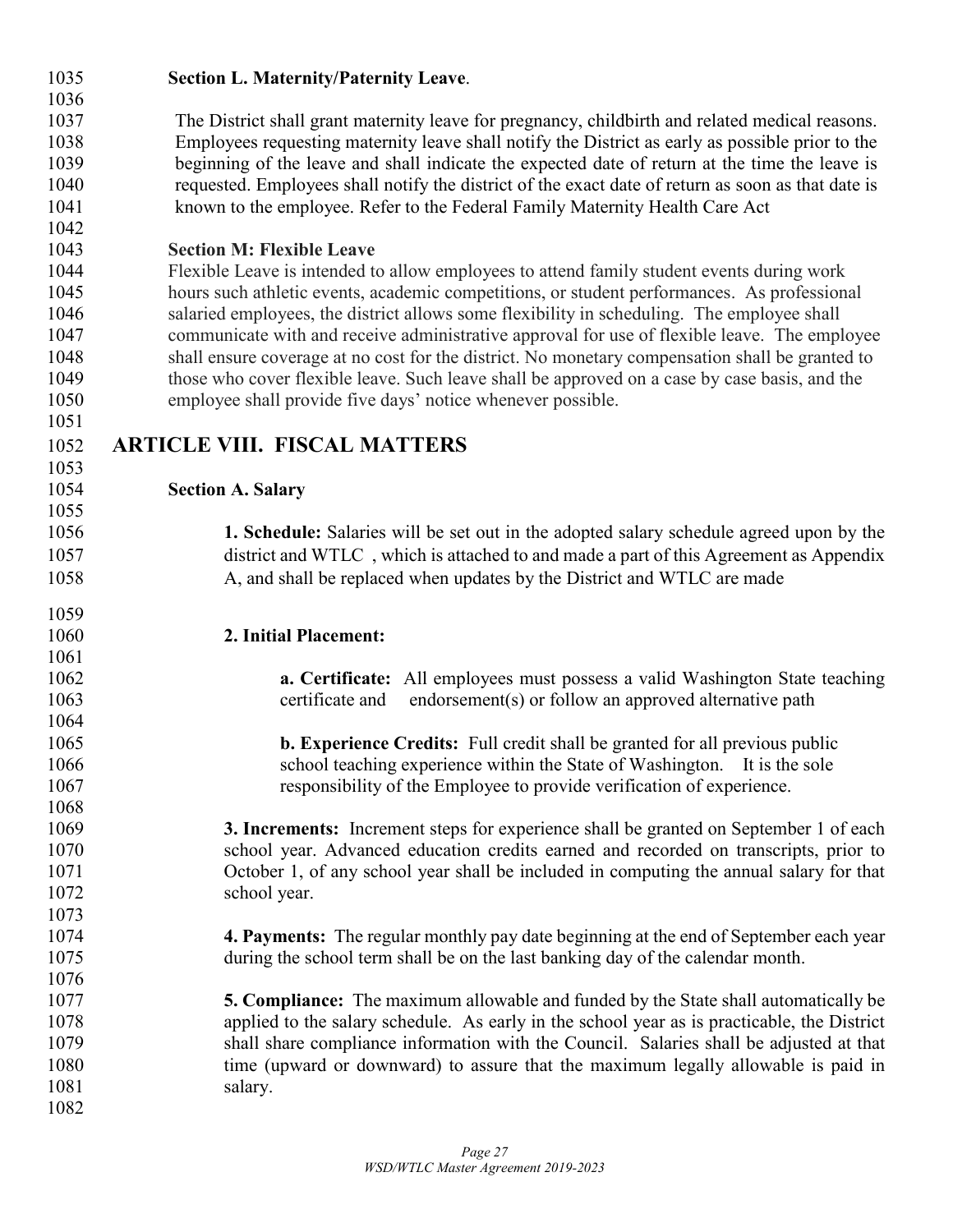**Section L. Maternity/Paternity Leave**.

The District shall grant maternity leave for pregnancy, childbirth and related medical reasons. Employees requesting maternity leave shall notify the District as early as possible prior to the beginning of the leave and shall indicate the expected date of return at the time the leave is requested. Employees shall notify the district of the exact date of return as soon as that date is known to the employee. Refer to the Federal Family Maternity Health Care Act

**Section M: Flexible Leave**

Flexible Leave is intended to allow employees to attend family student events during work hours such athletic events, academic competitions, or student performances. As professional salaried employees, the district allows some flexibility in scheduling. The employee shall communicate with and receive administrative approval for use of flexible leave. The employee shall ensure coverage at no cost for the district. No monetary compensation shall be granted to those who cover flexible leave. Such leave shall be approved on a case by case basis, and the employee shall provide five days' notice whenever possible.

# ARTICLE VIII. FISCAL MATTERS

**Section A. Salary**

**1. Schedule:** Salaries will be set out in the adopted salary schedule agreed upon by the district and WTLC , which is attached to and made a part of this Agreement as Appendix A, and shall be replaced when updates by the District and WTLC are made

**2. Initial Placement:**

**a. Certificate:** All employees must possess a valid Washington State teaching certificate and endorsement(s) or follow an approved alternative path

**b. Experience Credits:** Full credit shall be granted for all previous public school teaching experience within the State of Washington. It is the sole responsibility of the Employee to provide verification of experience.

**3. Increments:** Increment steps for experience shall be granted on September 1 of each school year. Advanced education credits earned and recorded on transcripts, prior to October 1, of any school year shall be included in computing the annual salary for that school year.

**4. Payments:** The regular monthly pay date beginning at the end of September each year during the school term shall be on the last banking day of the calendar month.

**5. Compliance:** The maximum allowable and funded by the State shall automatically be applied to the salary schedule. As early in the school year as is practicable, the District shall share compliance information with the Council. Salaries shall be adjusted at that time (upward or downward) to assure that the maximum legally allowable is paid in salary.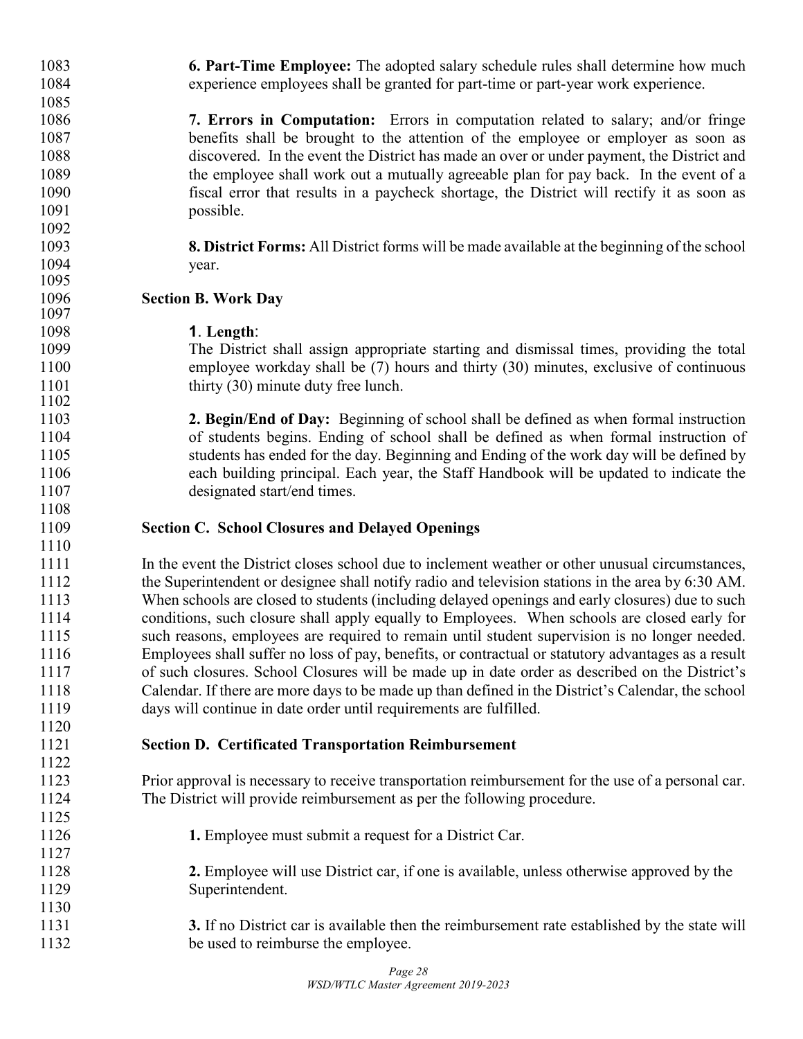**6. Part-Time Employee:** The adopted salary schedule rules shall determine how much experience employees shall be granted for part-time or part-year work experience.

**7. Errors in Computation:** Errors in computation related to salary; and/or fringe benefits shall be brought to the attention of the employee or employer as soon as discovered. In the event the District has made an over or under payment, the District and the employee shall work out a mutually agreeable plan for pay back. In the event of a fiscal error that results in a paycheck shortage, the District will rectify it as soon as possible.

**8. District Forms:** All District forms will be made available at the beginning of the school year.

**Section B. Work Day**

**1. Length:**
The District shall assign appropriate starting and dismissal times, providing the total employee workday shall be (7) hours and thirty (30) minutes, exclusive of continuous thirty (30) minute duty free lunch.

**2. Begin/End of Day:** Beginning of school shall be defined as when formal instruction of students begins. Ending of school shall be defined as when formal instruction of students has ended for the day. Beginning and Ending of the work day will be defined by each building principal. Each year, the Staff Handbook will be updated to indicate the designated start/end times.

**Section C. School Closures and Delayed Openings**

In the event the District closes school due to inclement weather or other unusual circumstances, the Superintendent or designee shall notify radio and television stations in the area by 6:30 AM. When schools are closed to students (including delayed openings and early closures) due to such conditions, such closure shall apply equally to Employees. When schools are closed early for such reasons, employees are required to remain until student supervision is no longer needed. Employees shall suffer no loss of pay, benefits, or contractual or statutory advantages as a result of such closures. School Closures will be made up in date order as described on the District's Calendar. If there are more days to be made up than defined in the District's Calendar, the school days will continue in date order until requirements are fulfilled.

**Section D. Certificated Transportation Reimbursement**

Prior approval is necessary to receive transportation reimbursement for the use of a personal car. The District will provide reimbursement as per the following procedure.

**1.** Employee must submit a request for a District Car.

**2.** Employee will use District car, if one is available, unless otherwise approved by the Superintendent.

**3.** If no District car is available then the reimbursement rate established by the state will be used to reimburse the employee.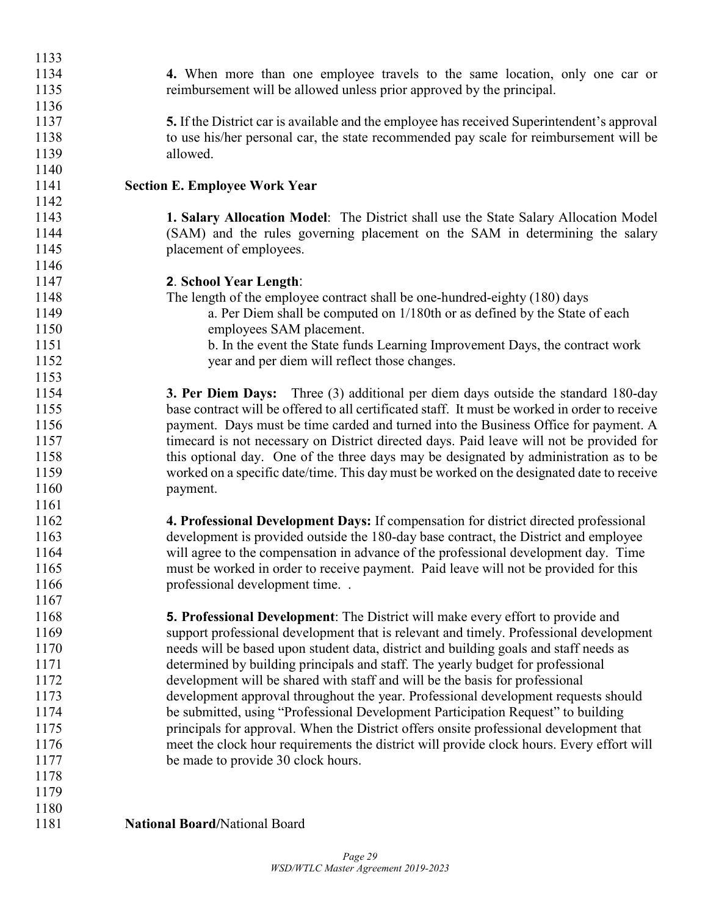**4.** When more than one employee travels to the same location, only one car or reimbursement will be allowed unless prior approved by the principal.

**5.** If the District car is available and the employee has received Superintendent's approval to use his/her personal car, the state recommended pay scale for reimbursement will be allowed.

### Section E. Employee Work Year

**1. Salary Allocation Model**: The District shall use the State Salary Allocation Model (SAM) and the rules governing placement on the SAM in determining the salary placement of employees.

**2**. **School Year Length**:

The length of the employee contract shall be one-hundred-eighty (180) days

a. Per Diem shall be computed on 1/180th or as defined by the State of each employees SAM placement.

b. In the event the State funds Learning Improvement Days, the contract work year and per diem will reflect those changes.

**3. Per Diem Days:** Three (3) additional per diem days outside the standard 180-day base contract will be offered to all certificated staff. It must be worked in order to receive payment. Days must be time carded and turned into the Business Office for payment. A timecard is not necessary on District directed days. Paid leave will not be provided for this optional day. One of the three days may be designated by administration as to be worked on a specific date/time. This day must be worked on the designated date to receive payment.

**4. Professional Development Days:** If compensation for district directed professional development is provided outside the 180-day base contract, the District and employee will agree to the compensation in advance of the professional development day. Time must be worked in order to receive payment. Paid leave will not be provided for this professional development time. .

**5. Professional Development**: The District will make every effort to provide and support professional development that is relevant and timely. Professional development needs will be based upon student data, district and building goals and staff needs as determined by building principals and staff. The yearly budget for professional development will be shared with staff and will be the basis for professional development approval throughout the year. Professional development requests should be submitted, using "Professional Development Participation Request" to building principals for approval. When the District offers onsite professional development that meet the clock hour requirements the district will provide clock hours. Every effort will be made to provide 30 clock hours.

**National Board/**National Board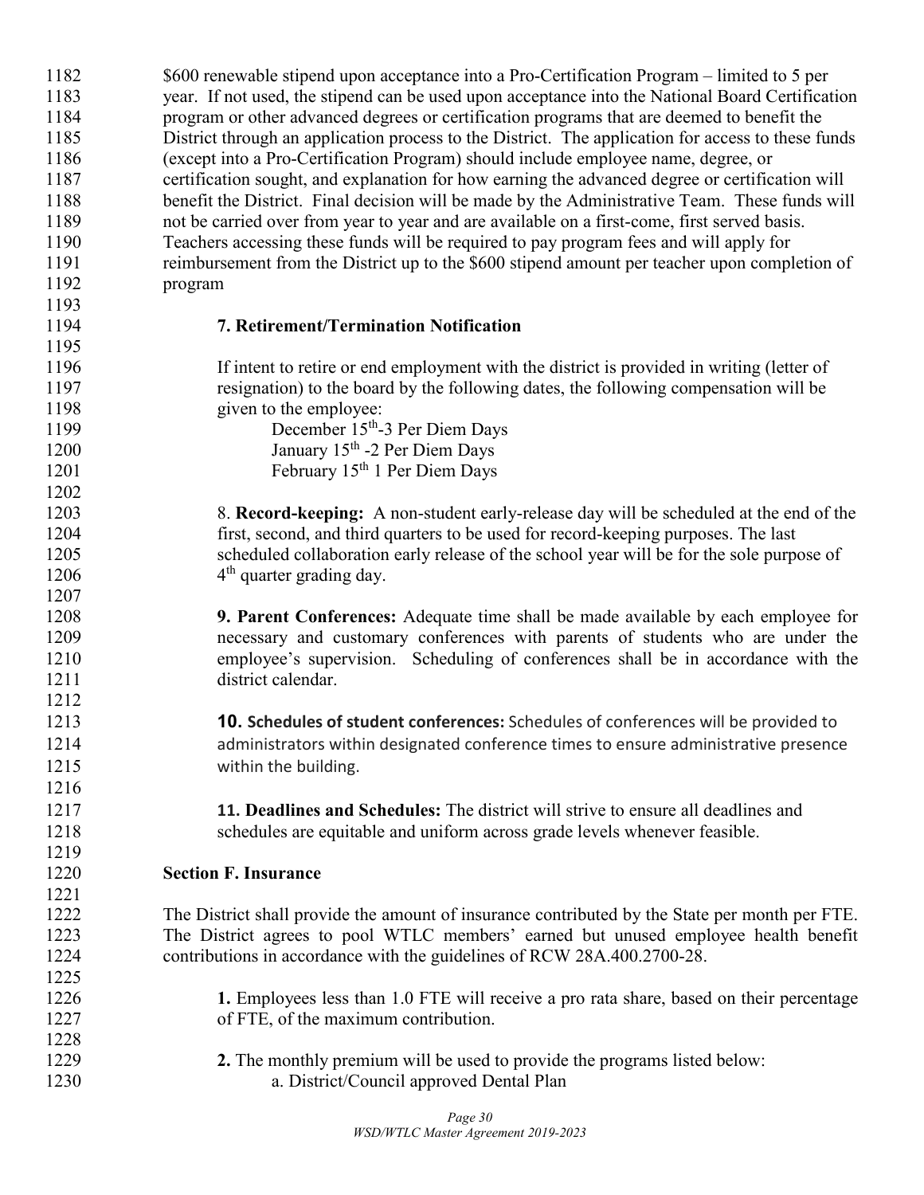$600 renewable stipend upon acceptance into a Pro-Certification Program – limited to 5 per year. If not used, the stipend can be used upon acceptance into the National Board Certification program or other advanced degrees or certification programs that are deemed to benefit the District through an application process to the District. The application for access to these funds (except into a Pro-Certification Program) should include employee name, degree, or certification sought, and explanation for how earning the advanced degree or certification will benefit the District. Final decision will be made by the Administrative Team. These funds will not be carried over from year to year and are available on a first-come, first served basis. Teachers accessing these funds will be required to pay program fees and will apply for reimbursement from the District up to the $600 stipend amount per teacher upon completion of program

**7. Retirement/Termination Notification**

If intent to retire or end employment with the district is provided in writing (letter of resignation) to the board by the following dates, the following compensation will be given to the employee:

December 15th-3 Per Diem Days
January 15th -2 Per Diem Days
February 15th 1 Per Diem Days

8. **Record-keeping:** A non-student early-release day will be scheduled at the end of the first, second, and third quarters to be used for record-keeping purposes. The last scheduled collaboration early release of the school year will be for the sole purpose of 4th quarter grading day.

**9. Parent Conferences:** Adequate time shall be made available by each employee for necessary and customary conferences with parents of students who are under the employee's supervision. Scheduling of conferences shall be in accordance with the district calendar.

**10. Schedules of student conferences:** Schedules of conferences will be provided to administrators within designated conference times to ensure administrative presence within the building.

**11. Deadlines and Schedules:** The district will strive to ensure all deadlines and schedules are equitable and uniform across grade levels whenever feasible.

**Section F. Insurance**

The District shall provide the amount of insurance contributed by the State per month per FTE. The District agrees to pool WTLC members' earned but unused employee health benefit contributions in accordance with the guidelines of RCW 28A.400.2700-28.

**1.** Employees less than 1.0 FTE will receive a pro rata share, based on their percentage of FTE, of the maximum contribution.

**2.** The monthly premium will be used to provide the programs listed below:

a. District/Council approved Dental Plan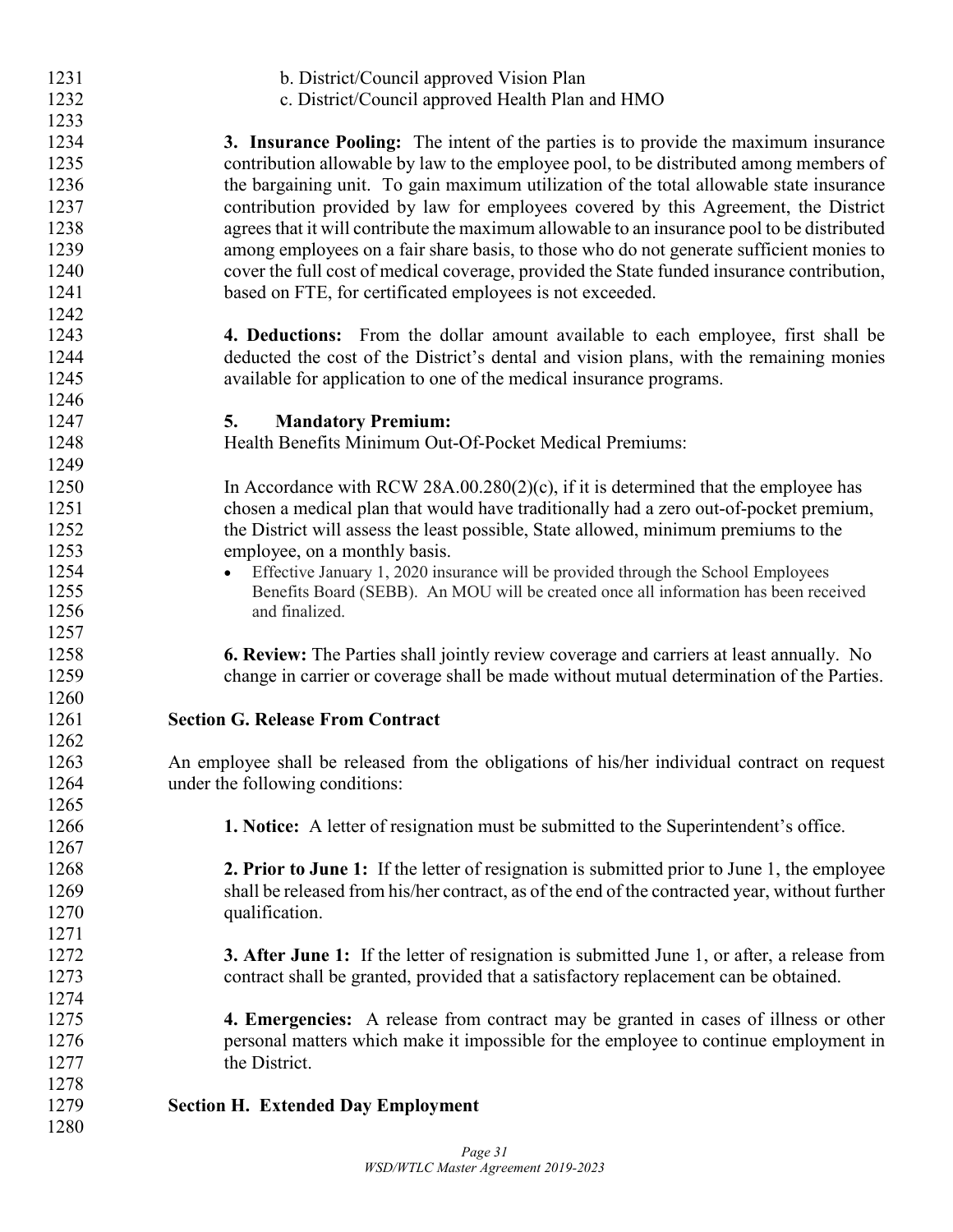b. District/Council approved Vision Plan
c. District/Council approved Health Plan and HMO

**3. Insurance Pooling:** The intent of the parties is to provide the maximum insurance contribution allowable by law to the employee pool, to be distributed among members of the bargaining unit. To gain maximum utilization of the total allowable state insurance contribution provided by law for employees covered by this Agreement, the District agrees that it will contribute the maximum allowable to an insurance pool to be distributed among employees on a fair share basis, to those who do not generate sufficient monies to cover the full cost of medical coverage, provided the State funded insurance contribution, based on FTE, for certificated employees is not exceeded.

**4. Deductions:** From the dollar amount available to each employee, first shall be deducted the cost of the District's dental and vision plans, with the remaining monies available for application to one of the medical insurance programs.

**5. Mandatory Premium:**
Health Benefits Minimum Out-Of-Pocket Medical Premiums:

In Accordance with RCW 28A.00.280(2)(c), if it is determined that the employee has chosen a medical plan that would have traditionally had a zero out-of-pocket premium, the District will assess the least possible, State allowed, minimum premiums to the employee, on a monthly basis.

- Effective January 1, 2020 insurance will be provided through the School Employees Benefits Board (SEBB). An MOU will be created once all information has been received and finalized.

**6. Review:** The Parties shall jointly review coverage and carriers at least annually. No change in carrier or coverage shall be made without mutual determination of the Parties.

## Section G. Release From Contract

An employee shall be released from the obligations of his/her individual contract on request under the following conditions:

**1. Notice:** A letter of resignation must be submitted to the Superintendent's office.

**2. Prior to June 1:** If the letter of resignation is submitted prior to June 1, the employee shall be released from his/her contract, as of the end of the contracted year, without further qualification.

**3. After June 1:** If the letter of resignation is submitted June 1, or after, a release from contract shall be granted, provided that a satisfactory replacement can be obtained.

**4. Emergencies:** A release from contract may be granted in cases of illness or other personal matters which make it impossible for the employee to continue employment in the District.

## Section H. Extended Day Employment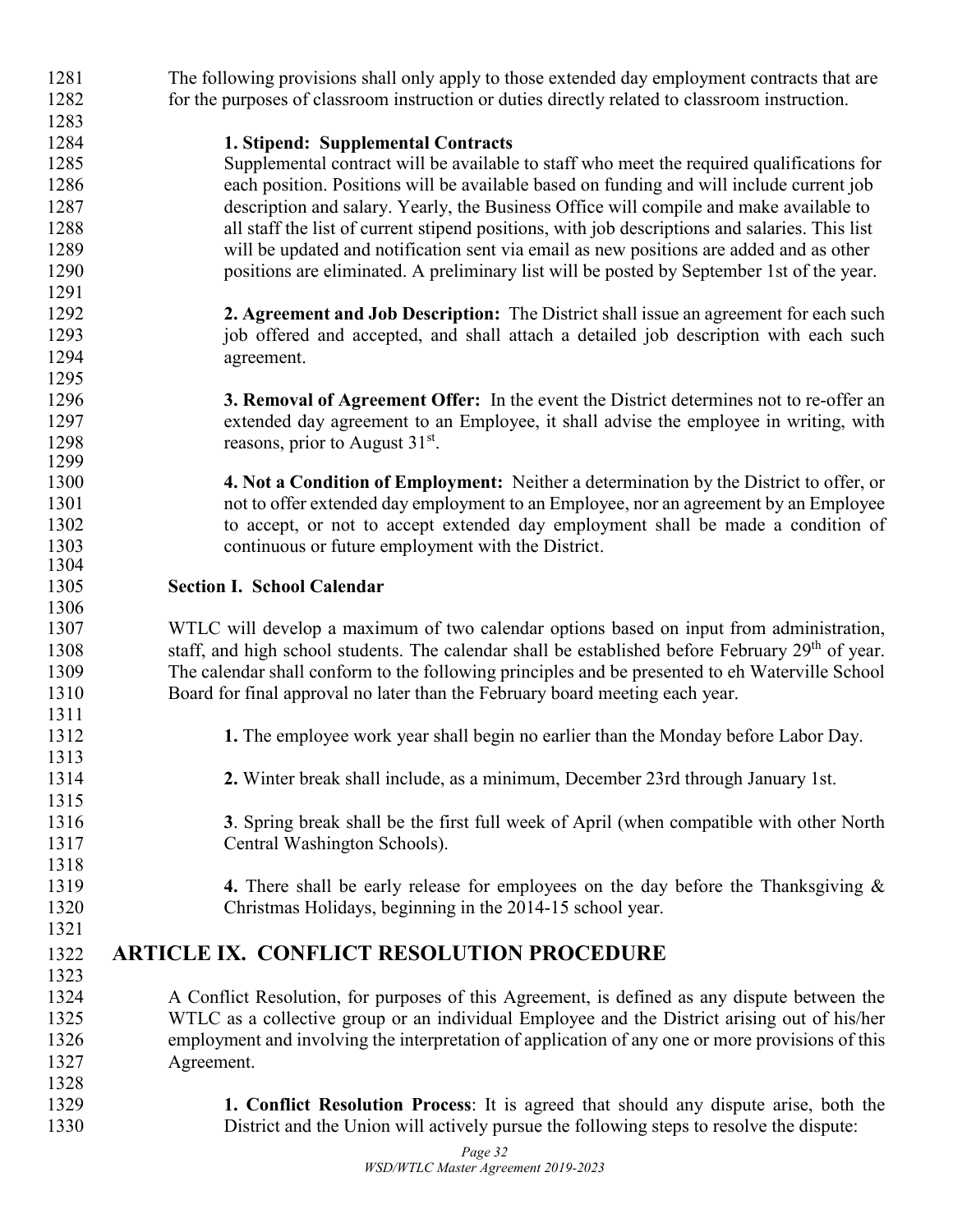The following provisions shall only apply to those extended day employment contracts that are for the purposes of classroom instruction or duties directly related to classroom instruction.

**1. Stipend: Supplemental Contracts**
Supplemental contract will be available to staff who meet the required qualifications for each position. Positions will be available based on funding and will include current job description and salary. Yearly, the Business Office will compile and make available to all staff the list of current stipend positions, with job descriptions and salaries. This list will be updated and notification sent via email as new positions are added and as other positions are eliminated. A preliminary list will be posted by September 1st of the year.

**2. Agreement and Job Description:** The District shall issue an agreement for each such job offered and accepted, and shall attach a detailed job description with each such agreement.

**3. Removal of Agreement Offer:** In the event the District determines not to re-offer an extended day agreement to an Employee, it shall advise the employee in writing, with reasons, prior to August 31st.

**4. Not a Condition of Employment:** Neither a determination by the District to offer, or not to offer extended day employment to an Employee, nor an agreement by an Employee to accept, or not to accept extended day employment shall be made a condition of continuous or future employment with the District.

**Section I. School Calendar**

WTLC will develop a maximum of two calendar options based on input from administration, staff, and high school students. The calendar shall be established before February 29th of year. The calendar shall conform to the following principles and be presented to eh Waterville School Board for final approval no later than the February board meeting each year.

**1.** The employee work year shall begin no earlier than the Monday before Labor Day.

**2.** Winter break shall include, as a minimum, December 23rd through January 1st.

**3**. Spring break shall be the first full week of April (when compatible with other North Central Washington Schools).

**4.** There shall be early release for employees on the day before the Thanksgiving & Christmas Holidays, beginning in the 2014-15 school year.

# ARTICLE IX. CONFLICT RESOLUTION PROCEDURE

A Conflict Resolution, for purposes of this Agreement, is defined as any dispute between the WTLC as a collective group or an individual Employee and the District arising out of his/her employment and involving the interpretation of application of any one or more provisions of this Agreement.

**1. Conflict Resolution Process**: It is agreed that should any dispute arise, both the District and the Union will actively pursue the following steps to resolve the dispute: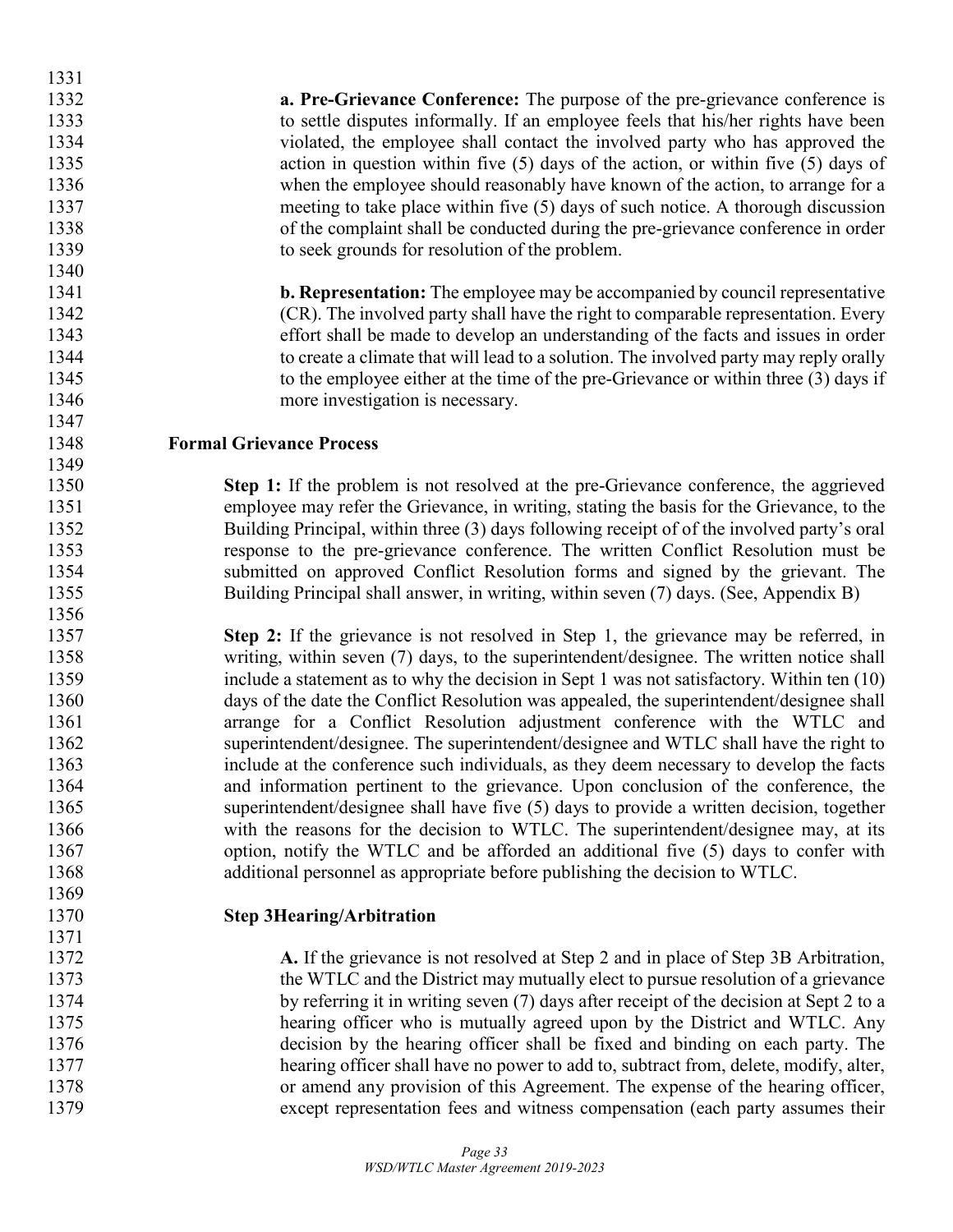**a. Pre-Grievance Conference:** The purpose of the pre-grievance conference is to settle disputes informally. If an employee feels that his/her rights have been violated, the employee shall contact the involved party who has approved the action in question within five (5) days of the action, or within five (5) days of when the employee should reasonably have known of the action, to arrange for a meeting to take place within five (5) days of such notice. A thorough discussion of the complaint shall be conducted during the pre-grievance conference in order to seek grounds for resolution of the problem.

**b. Representation:** The employee may be accompanied by council representative (CR). The involved party shall have the right to comparable representation. Every effort shall be made to develop an understanding of the facts and issues in order to create a climate that will lead to a solution. The involved party may reply orally to the employee either at the time of the pre-Grievance or within three (3) days if more investigation is necessary.

**Formal Grievance Process**

**Step 1:** If the problem is not resolved at the pre-Grievance conference, the aggrieved employee may refer the Grievance, in writing, stating the basis for the Grievance, to the Building Principal, within three (3) days following receipt of of the involved party's oral response to the pre-grievance conference. The written Conflict Resolution must be submitted on approved Conflict Resolution forms and signed by the grievant. The Building Principal shall answer, in writing, within seven (7) days. (See, Appendix B)

**Step 2:** If the grievance is not resolved in Step 1, the grievance may be referred, in writing, within seven (7) days, to the superintendent/designee. The written notice shall include a statement as to why the decision in Sept 1 was not satisfactory. Within ten (10) days of the date the Conflict Resolution was appealed, the superintendent/designee shall arrange for a Conflict Resolution adjustment conference with the WTLC and superintendent/designee. The superintendent/designee and WTLC shall have the right to include at the conference such individuals, as they deem necessary to develop the facts and information pertinent to the grievance. Upon conclusion of the conference, the superintendent/designee shall have five (5) days to provide a written decision, together with the reasons for the decision to WTLC. The superintendent/designee may, at its option, notify the WTLC and be afforded an additional five (5) days to confer with additional personnel as appropriate before publishing the decision to WTLC.

**Step 3Hearing/Arbitration**

**A.** If the grievance is not resolved at Step 2 and in place of Step 3B Arbitration, the WTLC and the District may mutually elect to pursue resolution of a grievance by referring it in writing seven (7) days after receipt of the decision at Sept 2 to a hearing officer who is mutually agreed upon by the District and WTLC. Any decision by the hearing officer shall be fixed and binding on each party. The hearing officer shall have no power to add to, subtract from, delete, modify, alter, or amend any provision of this Agreement. The expense of the hearing officer, except representation fees and witness compensation (each party assumes their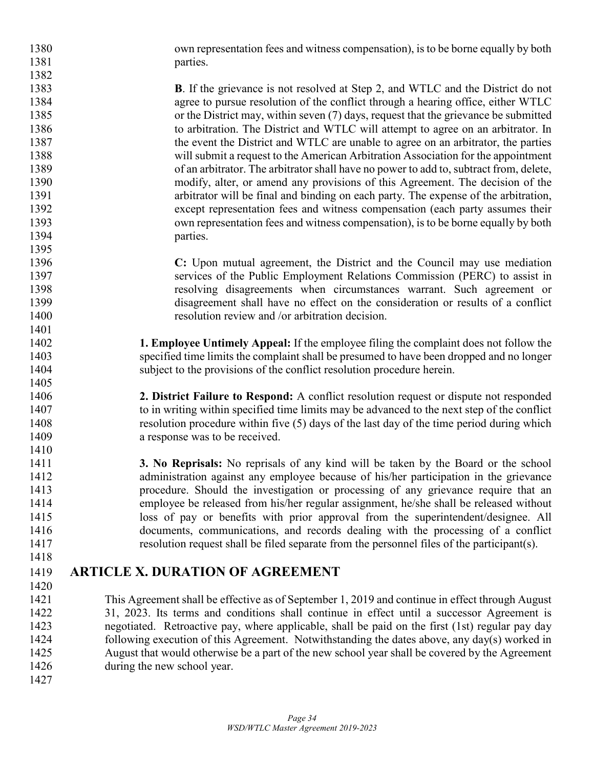own representation fees and witness compensation), is to be borne equally by both parties.

**B**. If the grievance is not resolved at Step 2, and WTLC and the District do not agree to pursue resolution of the conflict through a hearing office, either WTLC or the District may, within seven (7) days, request that the grievance be submitted to arbitration. The District and WTLC will attempt to agree on an arbitrator. In the event the District and WTLC are unable to agree on an arbitrator, the parties will submit a request to the American Arbitration Association for the appointment of an arbitrator. The arbitrator shall have no power to add to, subtract from, delete, modify, alter, or amend any provisions of this Agreement. The decision of the arbitrator will be final and binding on each party. The expense of the arbitration, except representation fees and witness compensation (each party assumes their own representation fees and witness compensation), is to be borne equally by both parties.

**C:** Upon mutual agreement, the District and the Council may use mediation services of the Public Employment Relations Commission (PERC) to assist in resolving disagreements when circumstances warrant. Such agreement or disagreement shall have no effect on the consideration or results of a conflict resolution review and /or arbitration decision.

**1. Employee Untimely Appeal:** If the employee filing the complaint does not follow the specified time limits the complaint shall be presumed to have been dropped and no longer subject to the provisions of the conflict resolution procedure herein.

**2. District Failure to Respond:** A conflict resolution request or dispute not responded to in writing within specified time limits may be advanced to the next step of the conflict resolution procedure within five (5) days of the last day of the time period during which a response was to be received.

**3. No Reprisals:** No reprisals of any kind will be taken by the Board or the school administration against any employee because of his/her participation in the grievance procedure. Should the investigation or processing of any grievance require that an employee be released from his/her regular assignment, he/she shall be released without loss of pay or benefits with prior approval from the superintendent/designee. All documents, communications, and records dealing with the processing of a conflict resolution request shall be filed separate from the personnel files of the participant(s).

## ARTICLE X. DURATION OF AGREEMENT

This Agreement shall be effective as of September 1, 2019 and continue in effect through August 31, 2023. Its terms and conditions shall continue in effect until a successor Agreement is negotiated. Retroactive pay, where applicable, shall be paid on the first (1st) regular pay day following execution of this Agreement. Notwithstanding the dates above, any day(s) worked in August that would otherwise be a part of the new school year shall be covered by the Agreement during the new school year.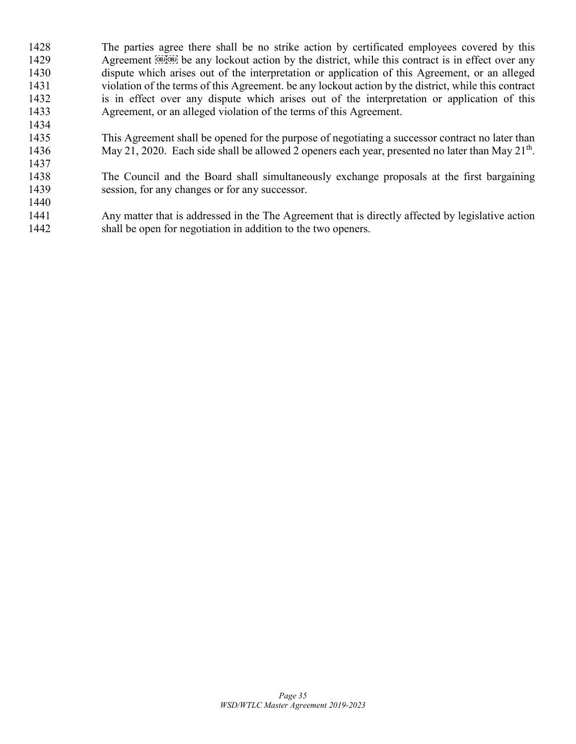The parties agree there shall be no strike action by certificated employees covered by this Agreement ￼￼ be any lockout action by the district, while this contract is in effect over any dispute which arises out of the interpretation or application of this Agreement, or an alleged violation of the terms of this Agreement. be any lockout action by the district, while this contract is in effect over any dispute which arises out of the interpretation or application of this Agreement, or an alleged violation of the terms of this Agreement.

This Agreement shall be opened for the purpose of negotiating a successor contract no later than May 21, 2020. Each side shall be allowed 2 openers each year, presented no later than May 21th.

The Council and the Board shall simultaneously exchange proposals at the first bargaining session, for any changes or for any successor.

Any matter that is addressed in the The Agreement that is directly affected by legislative action shall be open for negotiation in addition to the two openers.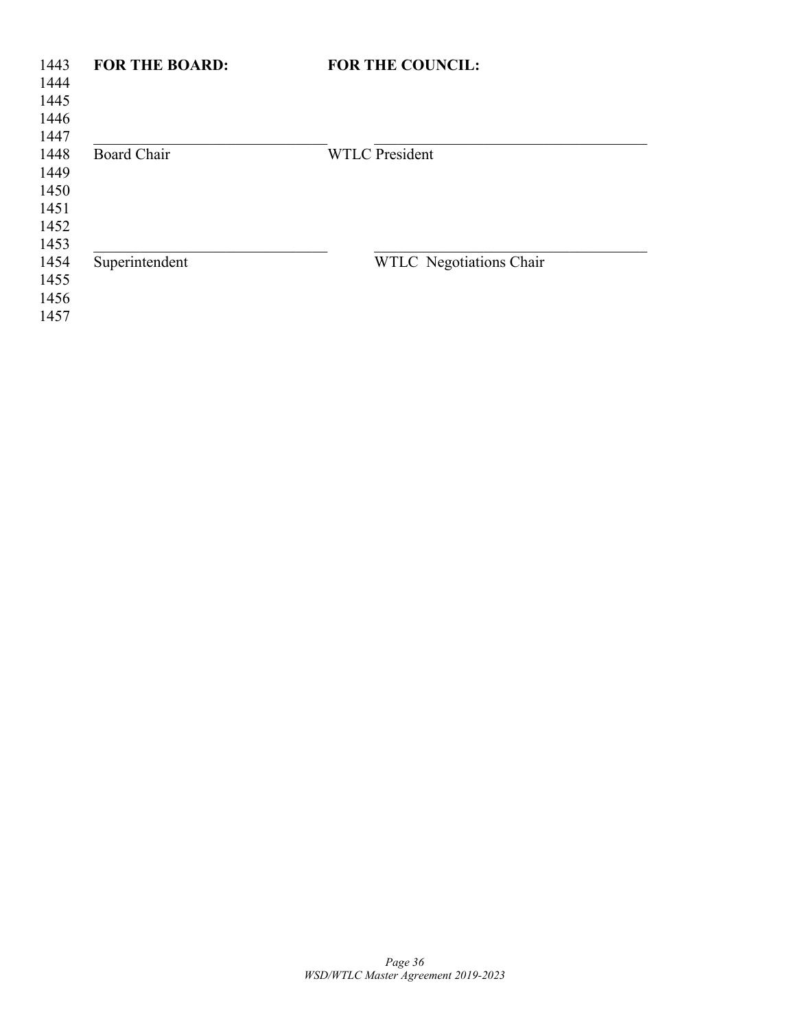**FOR THE BOARD:** **FOR THE COUNCIL:**

\_\_\_\_\_\_\_\_\_\_\_\_\_\_\_\_\_\_\_\_\_\_\_\_\_\_\_\_\_\_ \_\_\_\_\_\_\_\_\_\_\_\_\_\_\_\_\_\_\_\_\_\_\_\_\_\_\_\_\_\_

Board Chair WTLC President

\_\_\_\_\_\_\_\_\_\_\_\_\_\_\_\_\_\_\_\_\_\_\_\_\_\_\_\_\_\_ \_\_\_\_\_\_\_\_\_\_\_\_\_\_\_\_\_\_\_\_\_\_\_\_\_\_\_\_\_\_

Superintendent WTLC Negotiations Chair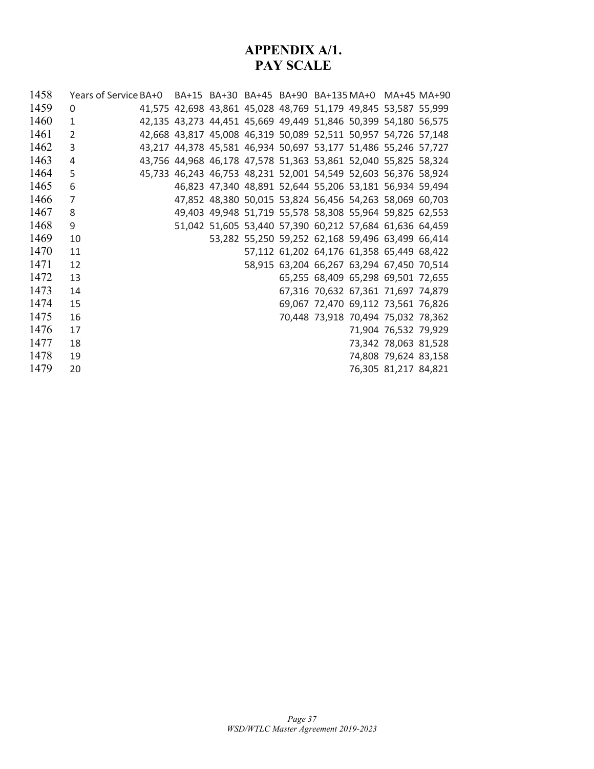# APPENDIX A/1.
# PAY SCALE

| Years of Service | BA+0 | BA+15 | BA+30 | BA+45 | BA+90 | BA+135 | MA+0 | MA+45 | MA+90 |
|---|---|---|---|---|---|---|---|---|---|
| 0 | 41,575 | 42,698 | 43,861 | 45,028 | 48,769 | 51,179 | 49,845 | 53,587 | 55,999 |
| 1 | 42,135 | 43,273 | 44,451 | 45,669 | 49,449 | 51,846 | 50,399 | 54,180 | 56,575 |
| 2 | 42,668 | 43,817 | 45,008 | 46,319 | 50,089 | 52,511 | 50,957 | 54,726 | 57,148 |
| 3 | 43,217 | 44,378 | 45,581 | 46,934 | 50,697 | 53,177 | 51,486 | 55,246 | 57,727 |
| 4 | 43,756 | 44,968 | 46,178 | 47,578 | 51,363 | 53,861 | 52,040 | 55,825 | 58,324 |
| 5 | 45,733 | 46,243 | 46,753 | 48,231 | 52,001 | 54,549 | 52,603 | 56,376 | 58,924 |
| 6 | | 46,823 | 47,340 | 48,891 | 52,644 | 55,206 | 53,181 | 56,934 | 59,494 |
| 7 | | 47,852 | 48,380 | 50,015 | 53,824 | 56,456 | 54,263 | 58,069 | 60,703 |
| 8 | | 49,403 | 49,948 | 51,719 | 55,578 | 58,308 | 55,964 | 59,825 | 62,553 |
| 9 | | 51,042 | 51,605 | 53,440 | 57,390 | 60,212 | 57,684 | 61,636 | 64,459 |
| 10 | | | 53,282 | 55,250 | 59,252 | 62,168 | 59,496 | 63,499 | 66,414 |
| 11 | | | | 57,112 | 61,202 | 64,176 | 61,358 | 65,449 | 68,422 |
| 12 | | | | 58,915 | 63,204 | 66,267 | 63,294 | 67,450 | 70,514 |
| 13 | | | | | 65,255 | 68,409 | 65,298 | 69,501 | 72,655 |
| 14 | | | | | 67,316 | 70,632 | 67,361 | 71,697 | 74,879 |
| 15 | | | | | 69,067 | 72,470 | 69,112 | 73,561 | 76,826 |
| 16 | | | | | 70,448 | 73,918 | 70,494 | 75,032 | 78,362 |
| 17 | | | | | | | 71,904 | 76,532 | 79,929 |
| 18 | | | | | | | 73,342 | 78,063 | 81,528 |
| 19 | | | | | | | 74,808 | 79,624 | 83,158 |
| 20 | | | | | | | 76,305 | 81,217 | 84,821 |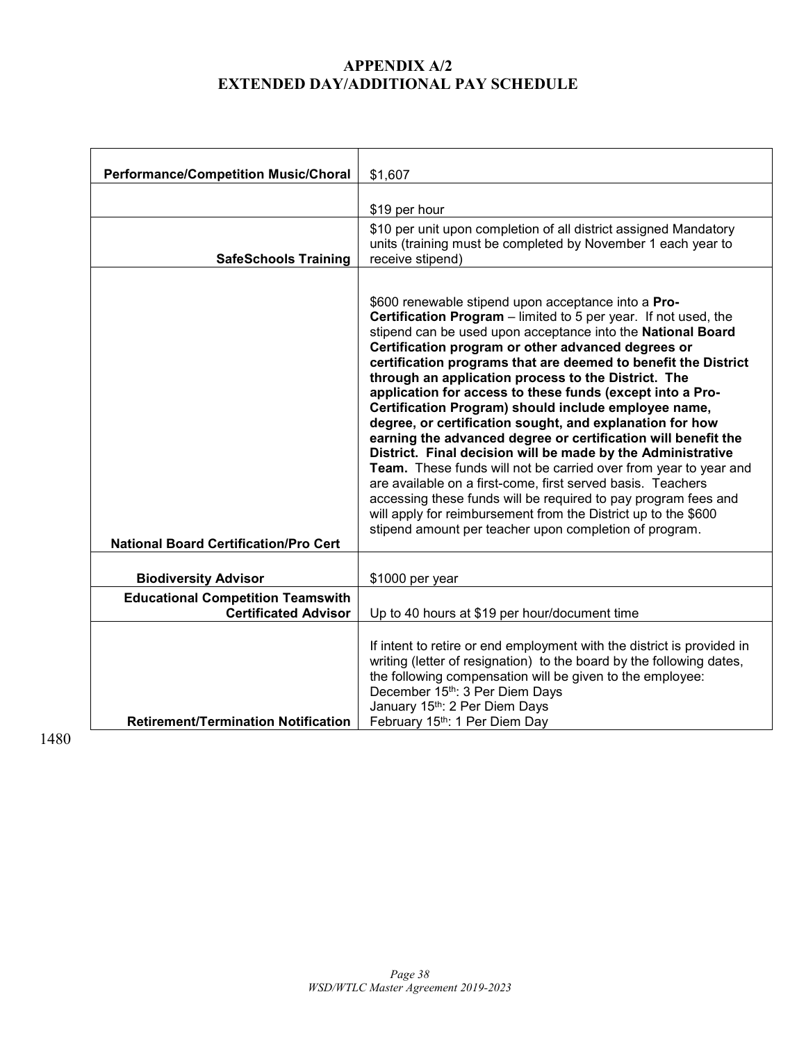# APPENDIX A/2
# EXTENDED DAY/ADDITIONAL PAY SCHEDULE

| | |
|---|---|
| **Performance/Competition Music/Choral** | $1,607 |
| | $19 per hour |
| **SafeSchools Training** | $10 per unit upon completion of all district assigned Mandatory units (training must be completed by November 1 each year to receive stipend) |
| **National Board Certification/Pro Cert** | $600 renewable stipend upon acceptance into a **Pro-Certification Program** – limited to 5 per year. If not used, the stipend can be used upon acceptance into the **National Board Certification program or other advanced degrees or certification programs that are deemed to benefit the District through an application process to the District. The application for access to these funds (except into a Pro-Certification Program) should include employee name, degree, or certification sought, and explanation for how earning the advanced degree or certification will benefit the District. Final decision will be made by the Administrative Team.** These funds will not be carried over from year to year and are available on a first-come, first served basis. Teachers accessing these funds will be required to pay program fees and will apply for reimbursement from the District up to the $600 stipend amount per teacher upon completion of program. |
| **Biodiversity Advisor** | $1000 per year |
| **Educational Competition Teamswith Certificated Advisor** | Up to 40 hours at $19 per hour/document time |
| **Retirement/Termination Notification** | If intent to retire or end employment with the district is provided in writing (letter of resignation) to the board by the following dates, the following compensation will be given to the employee:<br>December 15th: 3 Per Diem Days<br>January 15th: 2 Per Diem Days<br>February 15th: 1 Per Diem Day |

1480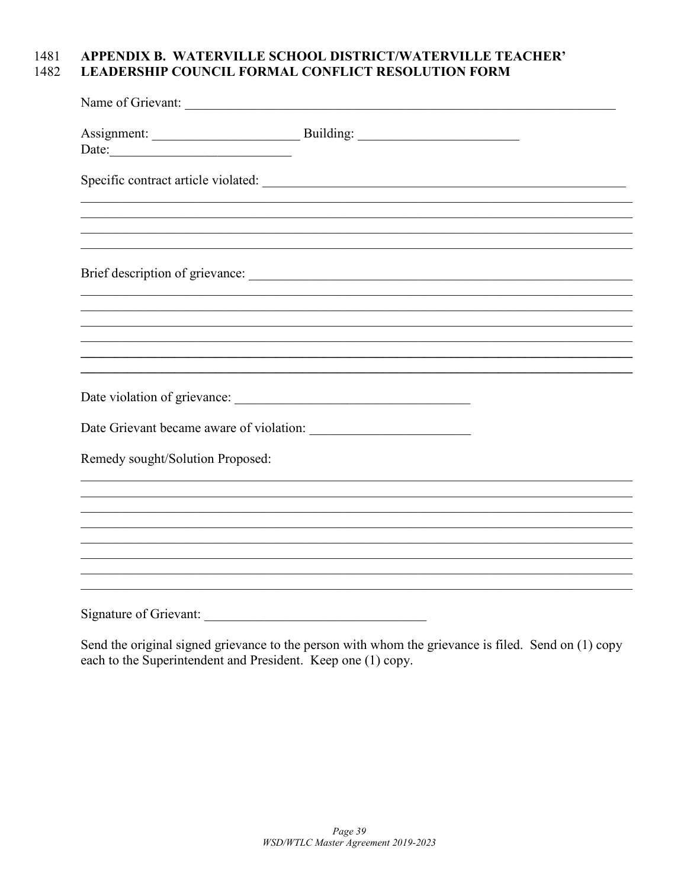## APPENDIX B. WATERVILLE SCHOOL DISTRICT/WATERVILLE TEACHER' LEADERSHIP COUNCIL FORMAL CONFLICT RESOLUTION FORM

Name of Grievant: ______________________________________________________________

Assignment: ____________________ Building: ______________________

Date: _________________________

Specific contract article violated: ________________________________________________

______________________________________________________________________________

______________________________________________________________________________

______________________________________________________________________________

______________________________________________________________________________

Brief description of grievance: __________________________________________________

______________________________________________________________________________

______________________________________________________________________________

______________________________________________________________________________

______________________________________________________________________________

______________________________________________________________________________

______________________________________________________________________________

Date violation of grievance: _________________________________

Date Grievant became aware of violation: ______________________

Remedy sought/Solution Proposed:

______________________________________________________________________________

______________________________________________________________________________

______________________________________________________________________________

______________________________________________________________________________

______________________________________________________________________________

______________________________________________________________________________

______________________________________________________________________________

______________________________________________________________________________

Signature of Grievant: ______________________________

Send the original signed grievance to the person with whom the grievance is filed. Send on (1) copy each to the Superintendent and President. Keep one (1) copy.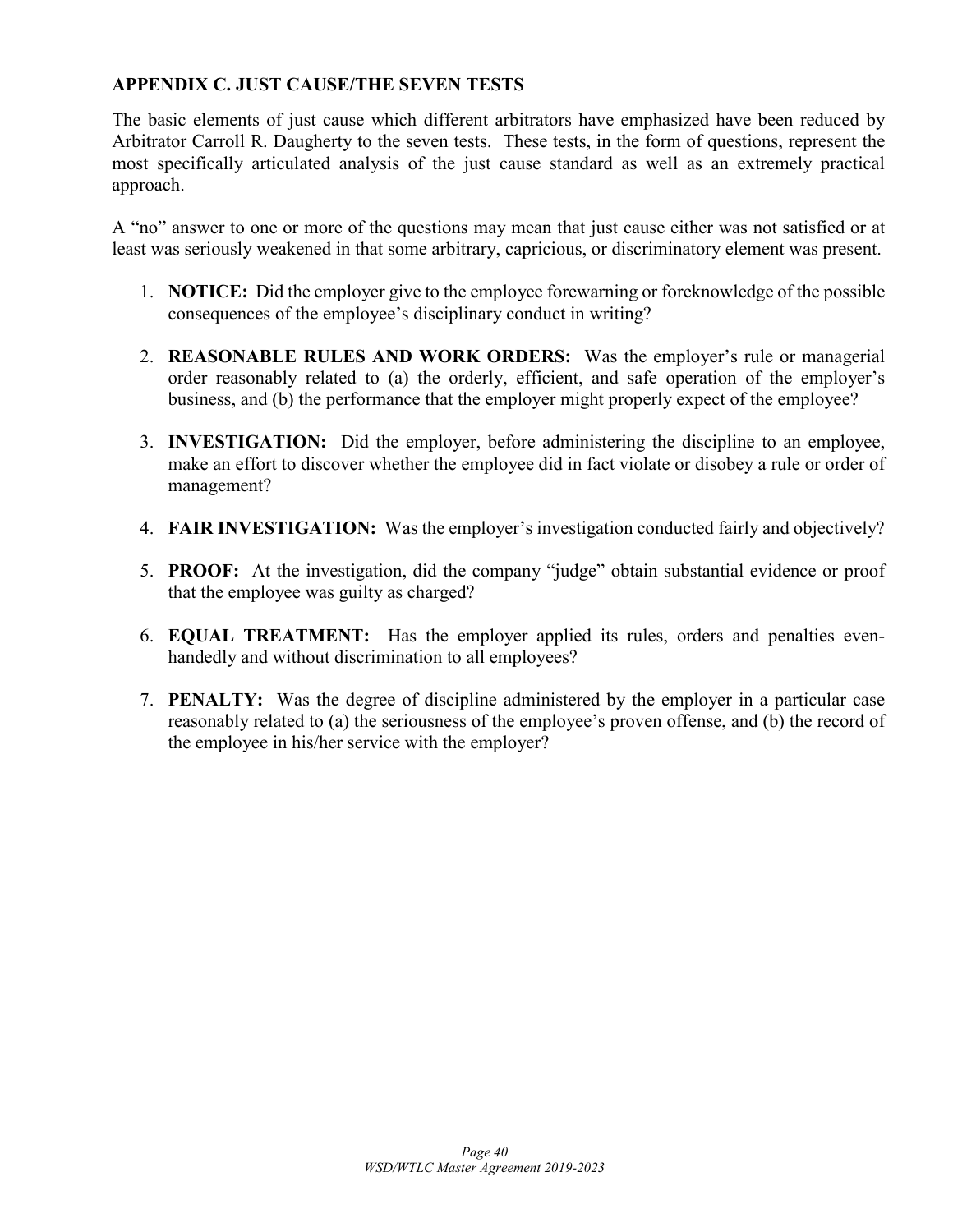## APPENDIX C. JUST CAUSE/THE SEVEN TESTS

The basic elements of just cause which different arbitrators have emphasized have been reduced by Arbitrator Carroll R. Daugherty to the seven tests. These tests, in the form of questions, represent the most specifically articulated analysis of the just cause standard as well as an extremely practical approach.

A "no" answer to one or more of the questions may mean that just cause either was not satisfied or at least was seriously weakened in that some arbitrary, capricious, or discriminatory element was present.

1. **NOTICE:** Did the employer give to the employee forewarning or foreknowledge of the possible consequences of the employee's disciplinary conduct in writing?

2. **REASONABLE RULES AND WORK ORDERS:** Was the employer's rule or managerial order reasonably related to (a) the orderly, efficient, and safe operation of the employer's business, and (b) the performance that the employer might properly expect of the employee?

3. **INVESTIGATION:** Did the employer, before administering the discipline to an employee, make an effort to discover whether the employee did in fact violate or disobey a rule or order of management?

4. **FAIR INVESTIGATION:** Was the employer's investigation conducted fairly and objectively?

5. **PROOF:** At the investigation, did the company "judge" obtain substantial evidence or proof that the employee was guilty as charged?

6. **EQUAL TREATMENT:** Has the employer applied its rules, orders and penalties even-handedly and without discrimination to all employees?

7. **PENALTY:** Was the degree of discipline administered by the employer in a particular case reasonably related to (a) the seriousness of the employee's proven offense, and (b) the record of the employee in his/her service with the employer?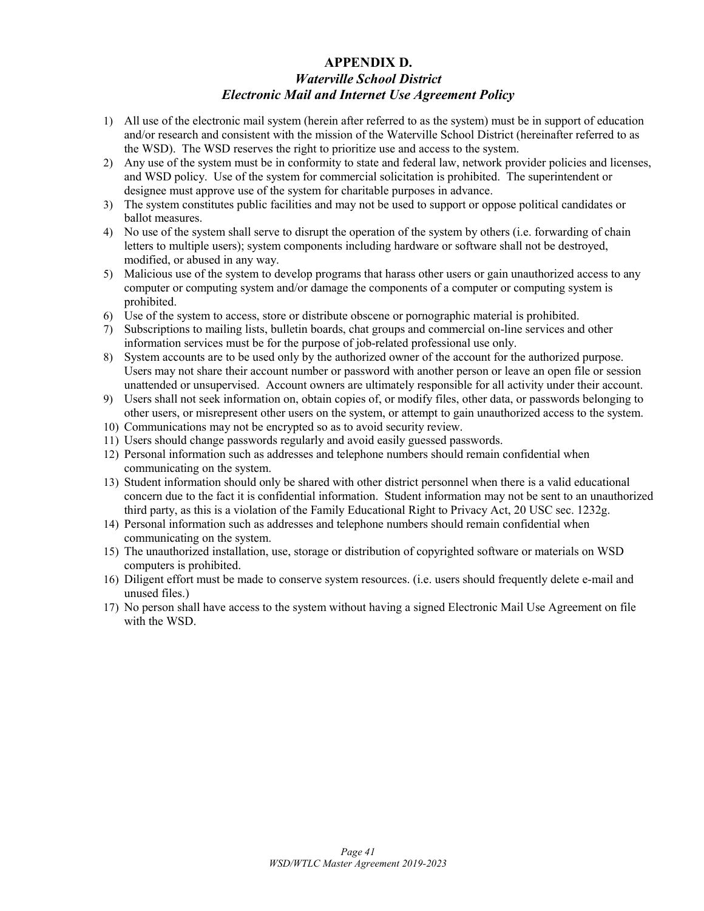# APPENDIX D.

## *Waterville School District*
## *Electronic Mail and Internet Use Agreement Policy*

1) All use of the electronic mail system (herein after referred to as the system) must be in support of education and/or research and consistent with the mission of the Waterville School District (hereinafter referred to as the WSD). The WSD reserves the right to prioritize use and access to the system.
2) Any use of the system must be in conformity to state and federal law, network provider policies and licenses, and WSD policy. Use of the system for commercial solicitation is prohibited. The superintendent or designee must approve use of the system for charitable purposes in advance.
3) The system constitutes public facilities and may not be used to support or oppose political candidates or ballot measures.
4) No use of the system shall serve to disrupt the operation of the system by others (i.e. forwarding of chain letters to multiple users); system components including hardware or software shall not be destroyed, modified, or abused in any way.
5) Malicious use of the system to develop programs that harass other users or gain unauthorized access to any computer or computing system and/or damage the components of a computer or computing system is prohibited.
6) Use of the system to access, store or distribute obscene or pornographic material is prohibited.
7) Subscriptions to mailing lists, bulletin boards, chat groups and commercial on-line services and other information services must be for the purpose of job-related professional use only.
8) System accounts are to be used only by the authorized owner of the account for the authorized purpose. Users may not share their account number or password with another person or leave an open file or session unattended or unsupervised. Account owners are ultimately responsible for all activity under their account.
9) Users shall not seek information on, obtain copies of, or modify files, other data, or passwords belonging to other users, or misrepresent other users on the system, or attempt to gain unauthorized access to the system.
10) Communications may not be encrypted so as to avoid security review.
11) Users should change passwords regularly and avoid easily guessed passwords.
12) Personal information such as addresses and telephone numbers should remain confidential when communicating on the system.
13) Student information should only be shared with other district personnel when there is a valid educational concern due to the fact it is confidential information. Student information may not be sent to an unauthorized third party, as this is a violation of the Family Educational Right to Privacy Act, 20 USC sec. 1232g.
14) Personal information such as addresses and telephone numbers should remain confidential when communicating on the system.
15) The unauthorized installation, use, storage or distribution of copyrighted software or materials on WSD computers is prohibited.
16) Diligent effort must be made to conserve system resources. (i.e. users should frequently delete e-mail and unused files.)
17) No person shall have access to the system without having a signed Electronic Mail Use Agreement on file with the WSD.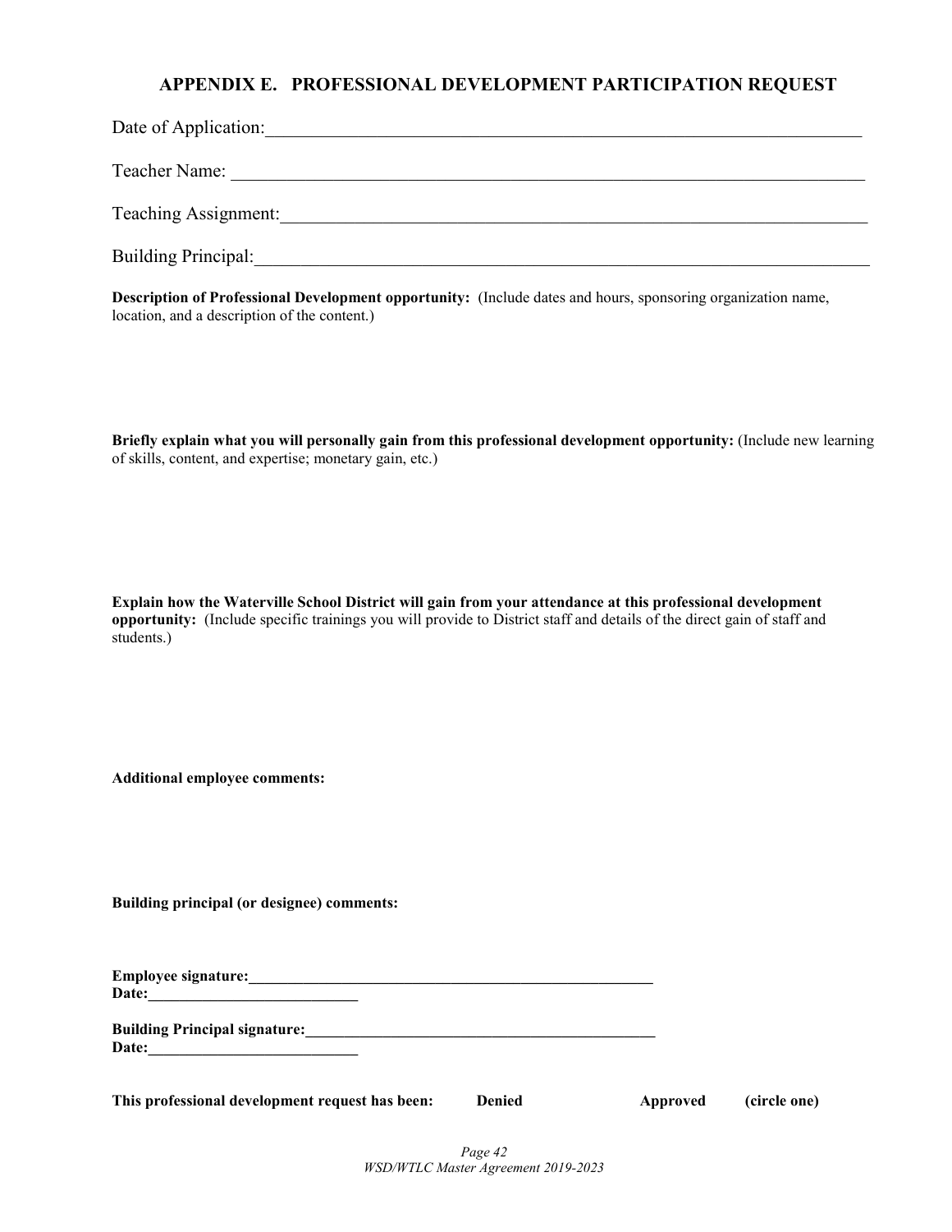## APPENDIX E. PROFESSIONAL DEVELOPMENT PARTICIPATION REQUEST

Date of Application:\_\_\_\_\_\_\_\_\_\_\_\_\_\_\_\_\_\_\_\_\_\_\_\_\_\_\_\_\_\_\_\_\_\_\_\_\_\_\_\_\_\_\_\_\_\_\_\_\_\_\_\_\_\_\_\_\_\_\_\_\_\_\_\_

Teacher Name: \_\_\_\_\_\_\_\_\_\_\_\_\_\_\_\_\_\_\_\_\_\_\_\_\_\_\_\_\_\_\_\_\_\_\_\_\_\_\_\_\_\_\_\_\_\_\_\_\_\_\_\_\_\_\_\_\_\_\_\_\_\_\_\_\_\_\_\_

Teaching Assignment:\_\_\_\_\_\_\_\_\_\_\_\_\_\_\_\_\_\_\_\_\_\_\_\_\_\_\_\_\_\_\_\_\_\_\_\_\_\_\_\_\_\_\_\_\_\_\_\_\_\_\_\_\_\_\_\_\_\_\_\_\_\_\_\_

Building Principal:\_\_\_\_\_\_\_\_\_\_\_\_\_\_\_\_\_\_\_\_\_\_\_\_\_\_\_\_\_\_\_\_\_\_\_\_\_\_\_\_\_\_\_\_\_\_\_\_\_\_\_\_\_\_\_\_\_\_\_\_\_\_\_\_\_\_\_

**Description of Professional Development opportunity:** (Include dates and hours, sponsoring organization name, location, and a description of the content.)

**Briefly explain what you will personally gain from this professional development opportunity:** (Include new learning of skills, content, and expertise; monetary gain, etc.)

**Explain how the Waterville School District will gain from your attendance at this professional development opportunity:** (Include specific trainings you will provide to District staff and details of the direct gain of staff and students.)

**Additional employee comments:**

**Building principal (or designee) comments:**

**Employee signature:\_\_\_\_\_\_\_\_\_\_\_\_\_\_\_\_\_\_\_\_\_\_\_\_\_\_\_\_\_\_\_\_\_\_\_\_\_\_\_\_\_\_\_\_\_\_\_\_\_\_\_**
**Date:\_\_\_\_\_\_\_\_\_\_\_\_\_\_\_\_\_\_\_\_\_\_\_\_\_\_\_**

**Building Principal signature:\_\_\_\_\_\_\_\_\_\_\_\_\_\_\_\_\_\_\_\_\_\_\_\_\_\_\_\_\_\_\_\_\_\_\_\_\_\_\_\_\_\_\_\_\_\_**
**Date:\_\_\_\_\_\_\_\_\_\_\_\_\_\_\_\_\_\_\_\_\_\_\_\_\_\_\_**

**This professional development request has been: Denied Approved (circle one)**